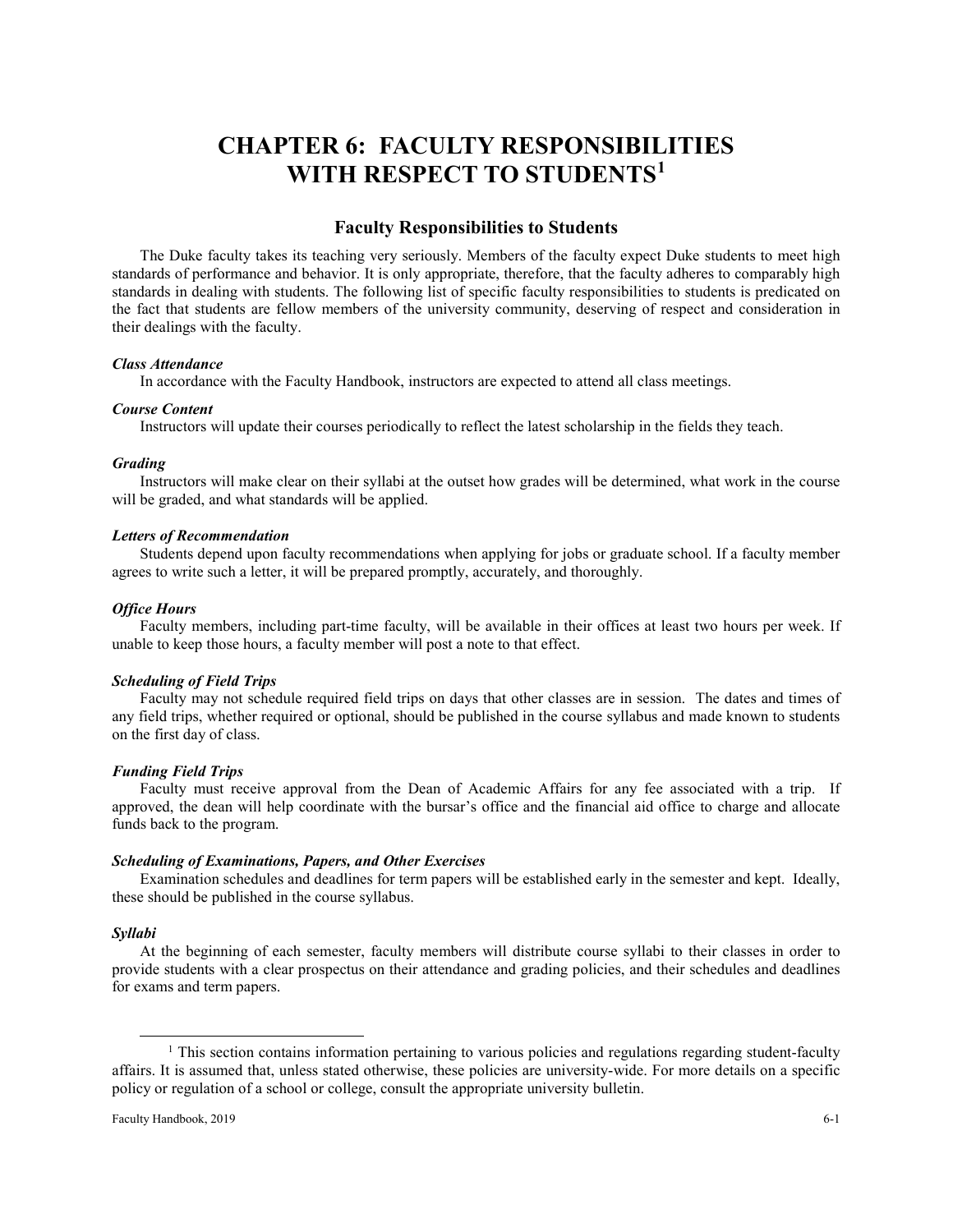# CHAPTER 6: FACULTY RESPONSIBILITIES WITH RESPECT TO STUDENTS[1]

## Faculty Responsibilities to Students

The Duke faculty takes its teaching very seriously. Members of the faculty expect Duke students to meet high standards of performance and behavior. It is only appropriate, therefore, that the faculty adheres to comparably high standards in dealing with students. The following list of specific faculty responsibilities to students is predicated on the fact that students are fellow members of the university community, deserving of respect and consideration in their dealings with the faculty.

***Class Attendance***

In accordance with the Faculty Handbook, instructors are expected to attend all class meetings.

***Course Content***

Instructors will update their courses periodically to reflect the latest scholarship in the fields they teach.

***Grading***

Instructors will make clear on their syllabi at the outset how grades will be determined, what work in the course will be graded, and what standards will be applied.

***Letters of Recommendation***

Students depend upon faculty recommendations when applying for jobs or graduate school. If a faculty member agrees to write such a letter, it will be prepared promptly, accurately, and thoroughly.

***Office Hours***

Faculty members, including part-time faculty, will be available in their offices at least two hours per week. If unable to keep those hours, a faculty member will post a note to that effect.

***Scheduling of Field Trips***

Faculty may not schedule required field trips on days that other classes are in session. The dates and times of any field trips, whether required or optional, should be published in the course syllabus and made known to students on the first day of class.

***Funding Field Trips***

Faculty must receive approval from the Dean of Academic Affairs for any fee associated with a trip. If approved, the dean will help coordinate with the bursar's office and the financial aid office to charge and allocate funds back to the program.

***Scheduling of Examinations, Papers, and Other Exercises***

Examination schedules and deadlines for term papers will be established early in the semester and kept. Ideally, these should be published in the course syllabus.

***Syllabi***

At the beginning of each semester, faculty members will distribute course syllabi to their classes in order to provide students with a clear prospectus on their attendance and grading policies, and their schedules and deadlines for exams and term papers.

---

[1] This section contains information pertaining to various policies and regulations regarding student-faculty affairs. It is assumed that, unless stated otherwise, these policies are university-wide. For more details on a specific policy or regulation of a school or college, consult the appropriate university bulletin.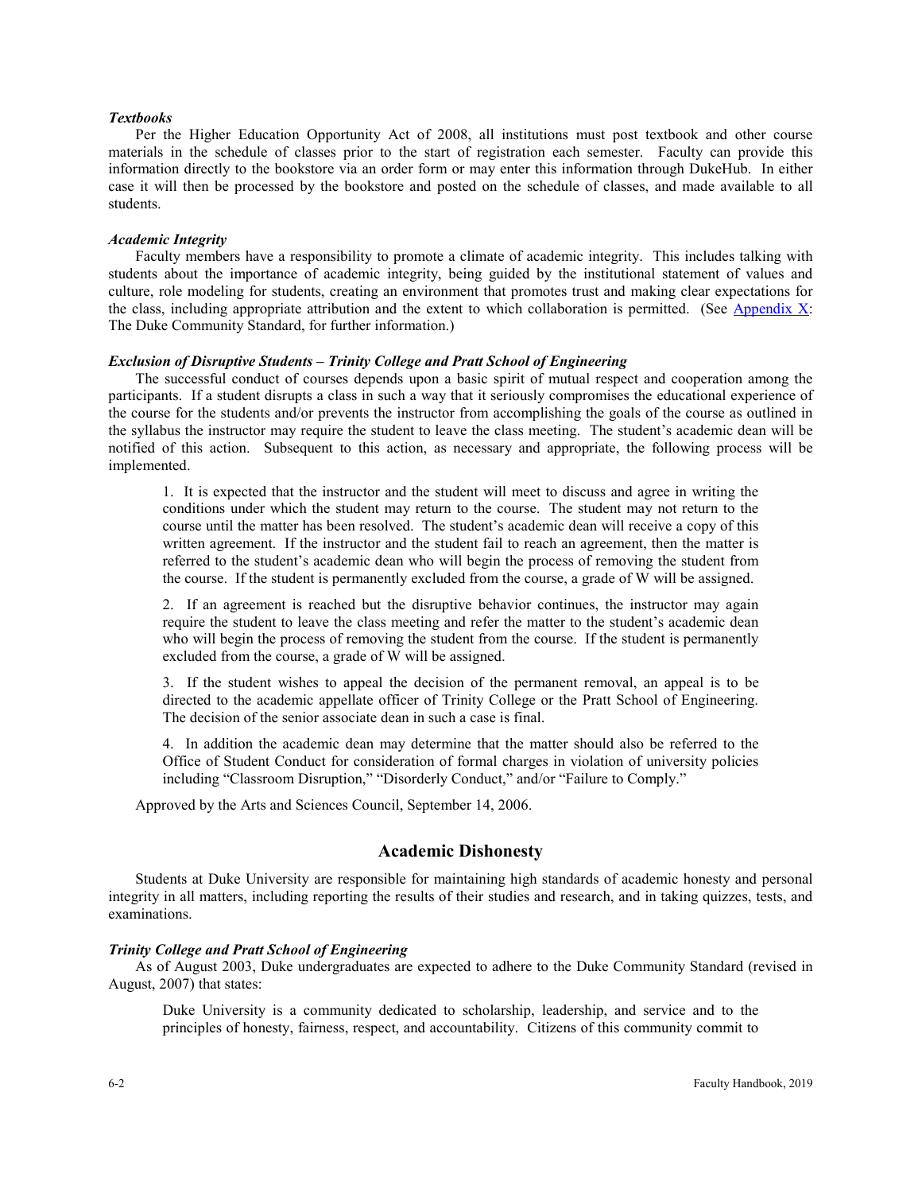***Textbooks***

Per the Higher Education Opportunity Act of 2008, all institutions must post textbook and other course materials in the schedule of classes prior to the start of registration each semester. Faculty can provide this information directly to the bookstore via an order form or may enter this information through DukeHub. In either case it will then be processed by the bookstore and posted on the schedule of classes, and made available to all students.

***Academic Integrity***

Faculty members have a responsibility to promote a climate of academic integrity. This includes talking with students about the importance of academic integrity, being guided by the institutional statement of values and culture, role modeling for students, creating an environment that promotes trust and making clear expectations for the class, including appropriate attribution and the extent to which collaboration is permitted. (See Appendix X: The Duke Community Standard, for further information.)

***Exclusion of Disruptive Students – Trinity College and Pratt School of Engineering***

The successful conduct of courses depends upon a basic spirit of mutual respect and cooperation among the participants. If a student disrupts a class in such a way that it seriously compromises the educational experience of the course for the students and/or prevents the instructor from accomplishing the goals of the course as outlined in the syllabus the instructor may require the student to leave the class meeting. The student's academic dean will be notified of this action. Subsequent to this action, as necessary and appropriate, the following process will be implemented.

1. It is expected that the instructor and the student will meet to discuss and agree in writing the conditions under which the student may return to the course. The student may not return to the course until the matter has been resolved. The student's academic dean will receive a copy of this written agreement. If the instructor and the student fail to reach an agreement, then the matter is referred to the student's academic dean who will begin the process of removing the student from the course. If the student is permanently excluded from the course, a grade of W will be assigned.

2. If an agreement is reached but the disruptive behavior continues, the instructor may again require the student to leave the class meeting and refer the matter to the student's academic dean who will begin the process of removing the student from the course. If the student is permanently excluded from the course, a grade of W will be assigned.

3. If the student wishes to appeal the decision of the permanent removal, an appeal is to be directed to the academic appellate officer of Trinity College or the Pratt School of Engineering. The decision of the senior associate dean in such a case is final.

4. In addition the academic dean may determine that the matter should also be referred to the Office of Student Conduct for consideration of formal charges in violation of university policies including "Classroom Disruption," "Disorderly Conduct," and/or "Failure to Comply."

Approved by the Arts and Sciences Council, September 14, 2006.

## Academic Dishonesty

Students at Duke University are responsible for maintaining high standards of academic honesty and personal integrity in all matters, including reporting the results of their studies and research, and in taking quizzes, tests, and examinations.

***Trinity College and Pratt School of Engineering***

As of August 2003, Duke undergraduates are expected to adhere to the Duke Community Standard (revised in August, 2007) that states:

> Duke University is a community dedicated to scholarship, leadership, and service and to the principles of honesty, fairness, respect, and accountability. Citizens of this community commit to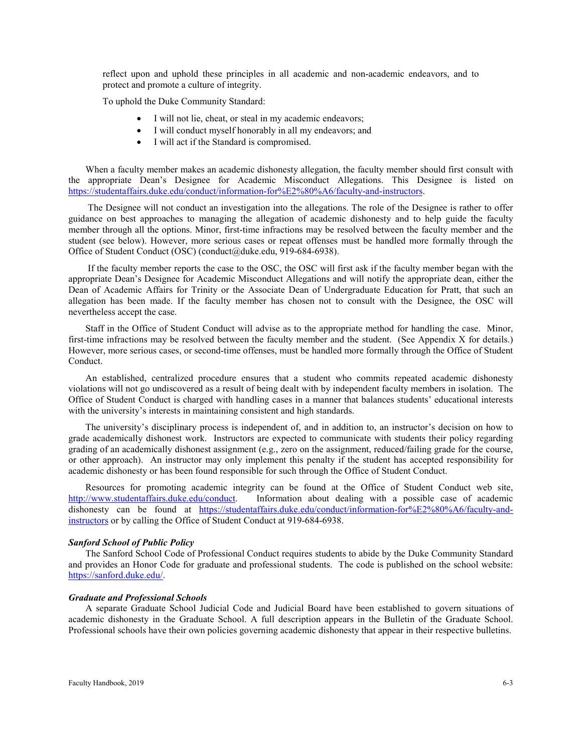reflect upon and uphold these principles in all academic and non-academic endeavors, and to protect and promote a culture of integrity.

To uphold the Duke Community Standard:

- I will not lie, cheat, or steal in my academic endeavors;
- I will conduct myself honorably in all my endeavors; and
- I will act if the Standard is compromised.

When a faculty member makes an academic dishonesty allegation, the faculty member should first consult with the appropriate Dean's Designee for Academic Misconduct Allegations. This Designee is listed on https://studentaffairs.duke.edu/conduct/information-for%E2%80%A6/faculty-and-instructors.

The Designee will not conduct an investigation into the allegations. The role of the Designee is rather to offer guidance on best approaches to managing the allegation of academic dishonesty and to help guide the faculty member through all the options. Minor, first-time infractions may be resolved between the faculty member and the student (see below). However, more serious cases or repeat offenses must be handled more formally through the Office of Student Conduct (OSC) (conduct@duke.edu, 919-684-6938).

If the faculty member reports the case to the OSC, the OSC will first ask if the faculty member began with the appropriate Dean's Designee for Academic Misconduct Allegations and will notify the appropriate dean, either the Dean of Academic Affairs for Trinity or the Associate Dean of Undergraduate Education for Pratt, that such an allegation has been made. If the faculty member has chosen not to consult with the Designee, the OSC will nevertheless accept the case.

Staff in the Office of Student Conduct will advise as to the appropriate method for handling the case. Minor, first-time infractions may be resolved between the faculty member and the student. (See Appendix X for details.) However, more serious cases, or second-time offenses, must be handled more formally through the Office of Student Conduct.

An established, centralized procedure ensures that a student who commits repeated academic dishonesty violations will not go undiscovered as a result of being dealt with by independent faculty members in isolation. The Office of Student Conduct is charged with handling cases in a manner that balances students' educational interests with the university's interests in maintaining consistent and high standards.

The university's disciplinary process is independent of, and in addition to, an instructor's decision on how to grade academically dishonest work. Instructors are expected to communicate with students their policy regarding grading of an academically dishonest assignment (e.g., zero on the assignment, reduced/failing grade for the course, or other approach). An instructor may only implement this penalty if the student has accepted responsibility for academic dishonesty or has been found responsible for such through the Office of Student Conduct.

Resources for promoting academic integrity can be found at the Office of Student Conduct web site, http://www.studentaffairs.duke.edu/conduct. Information about dealing with a possible case of academic dishonesty can be found at https://studentaffairs.duke.edu/conduct/information-for%E2%80%A6/faculty-and-instructors or by calling the Office of Student Conduct at 919-684-6938.

***Sanford School of Public Policy***

The Sanford School Code of Professional Conduct requires students to abide by the Duke Community Standard and provides an Honor Code for graduate and professional students. The code is published on the school website: https://sanford.duke.edu/.

***Graduate and Professional Schools***

A separate Graduate School Judicial Code and Judicial Board have been established to govern situations of academic dishonesty in the Graduate School. A full description appears in the Bulletin of the Graduate School. Professional schools have their own policies governing academic dishonesty that appear in their respective bulletins.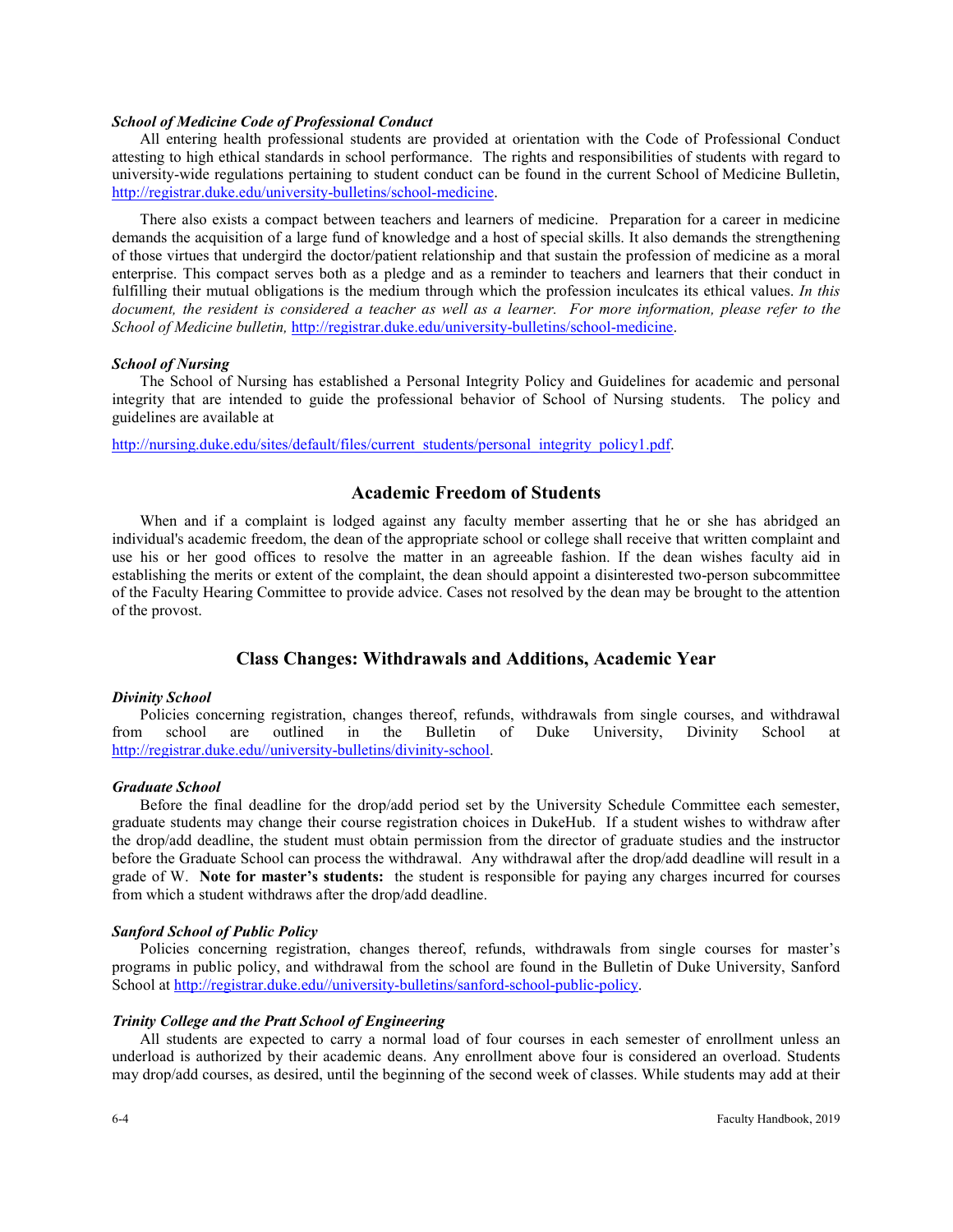#### *School of Medicine Code of Professional Conduct*

All entering health professional students are provided at orientation with the Code of Professional Conduct attesting to high ethical standards in school performance. The rights and responsibilities of students with regard to university-wide regulations pertaining to student conduct can be found in the current School of Medicine Bulletin, http://registrar.duke.edu/university-bulletins/school-medicine.

There also exists a compact between teachers and learners of medicine. Preparation for a career in medicine demands the acquisition of a large fund of knowledge and a host of special skills. It also demands the strengthening of those virtues that undergird the doctor/patient relationship and that sustain the profession of medicine as a moral enterprise. This compact serves both as a pledge and as a reminder to teachers and learners that their conduct in fulfilling their mutual obligations is the medium through which the profession inculcates its ethical values. *In this document, the resident is considered a teacher as well as a learner. For more information, please refer to the School of Medicine bulletin,* http://registrar.duke.edu/university-bulletins/school-medicine.

#### *School of Nursing*

The School of Nursing has established a Personal Integrity Policy and Guidelines for academic and personal integrity that are intended to guide the professional behavior of School of Nursing students. The policy and guidelines are available at

http://nursing.duke.edu/sites/default/files/current_students/personal_integrity_policy1.pdf.

## Academic Freedom of Students

When and if a complaint is lodged against any faculty member asserting that he or she has abridged an individual's academic freedom, the dean of the appropriate school or college shall receive that written complaint and use his or her good offices to resolve the matter in an agreeable fashion. If the dean wishes faculty aid in establishing the merits or extent of the complaint, the dean should appoint a disinterested two-person subcommittee of the Faculty Hearing Committee to provide advice. Cases not resolved by the dean may be brought to the attention of the provost.

## Class Changes: Withdrawals and Additions, Academic Year

#### *Divinity School*

Policies concerning registration, changes thereof, refunds, withdrawals from single courses, and withdrawal from school are outlined in the Bulletin of Duke University, Divinity School at http://registrar.duke.edu//university-bulletins/divinity-school.

#### *Graduate School*

Before the final deadline for the drop/add period set by the University Schedule Committee each semester, graduate students may change their course registration choices in DukeHub. If a student wishes to withdraw after the drop/add deadline, the student must obtain permission from the director of graduate studies and the instructor before the Graduate School can process the withdrawal. Any withdrawal after the drop/add deadline will result in a grade of W. **Note for master's students:** the student is responsible for paying any charges incurred for courses from which a student withdraws after the drop/add deadline.

#### *Sanford School of Public Policy*

Policies concerning registration, changes thereof, refunds, withdrawals from single courses for master's programs in public policy, and withdrawal from the school are found in the Bulletin of Duke University, Sanford School at http://registrar.duke.edu//university-bulletins/sanford-school-public-policy.

#### *Trinity College and the Pratt School of Engineering*

All students are expected to carry a normal load of four courses in each semester of enrollment unless an underload is authorized by their academic deans. Any enrollment above four is considered an overload. Students may drop/add courses, as desired, until the beginning of the second week of classes. While students may add at their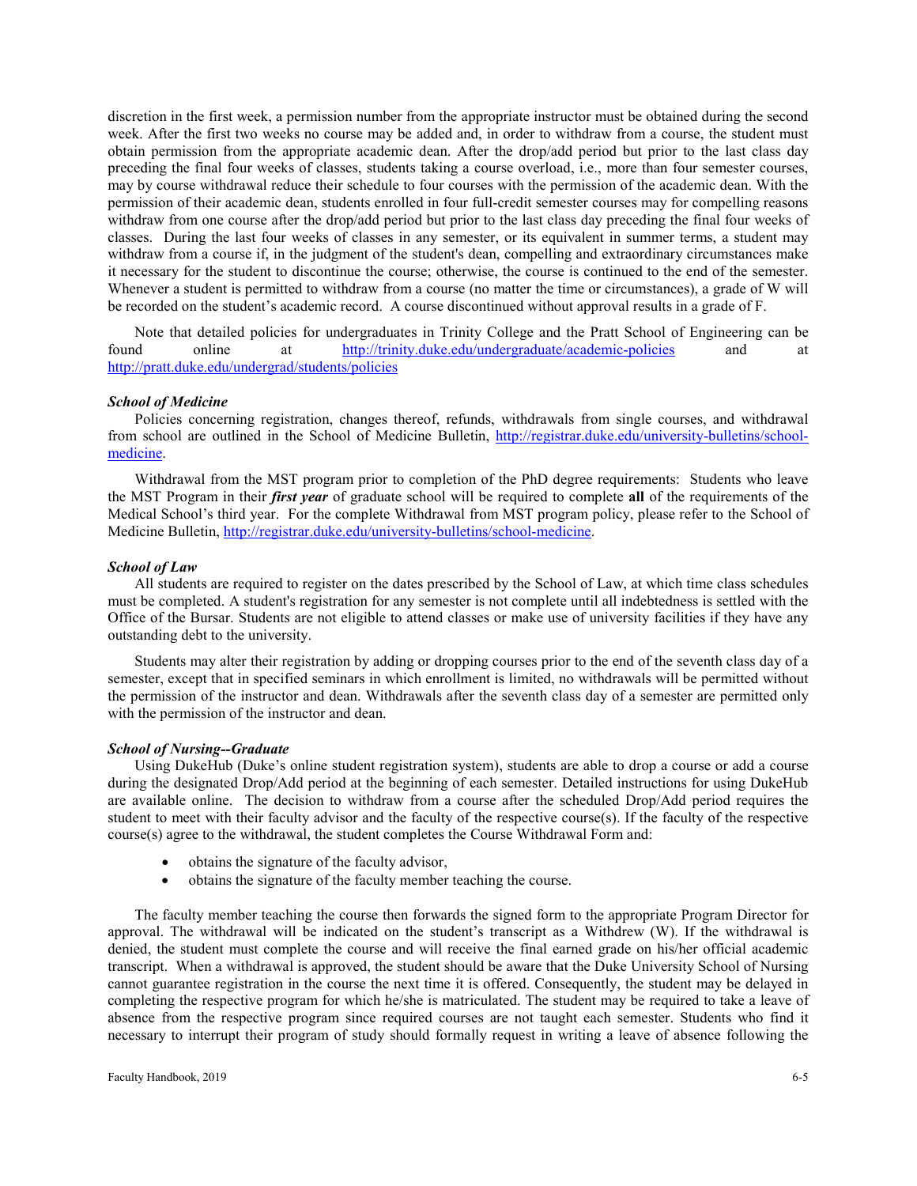discretion in the first week, a permission number from the appropriate instructor must be obtained during the second week. After the first two weeks no course may be added and, in order to withdraw from a course, the student must obtain permission from the appropriate academic dean. After the drop/add period but prior to the last class day preceding the final four weeks of classes, students taking a course overload, i.e., more than four semester courses, may by course withdrawal reduce their schedule to four courses with the permission of the academic dean. With the permission of their academic dean, students enrolled in four full-credit semester courses may for compelling reasons withdraw from one course after the drop/add period but prior to the last class day preceding the final four weeks of classes. During the last four weeks of classes in any semester, or its equivalent in summer terms, a student may withdraw from a course if, in the judgment of the student's dean, compelling and extraordinary circumstances make it necessary for the student to discontinue the course; otherwise, the course is continued to the end of the semester. Whenever a student is permitted to withdraw from a course (no matter the time or circumstances), a grade of W will be recorded on the student's academic record. A course discontinued without approval results in a grade of F.

Note that detailed policies for undergraduates in Trinity College and the Pratt School of Engineering can be found online at http://trinity.duke.edu/undergraduate/academic-policies and at http://pratt.duke.edu/undergrad/students/policies

***School of Medicine***

Policies concerning registration, changes thereof, refunds, withdrawals from single courses, and withdrawal from school are outlined in the School of Medicine Bulletin, http://registrar.duke.edu/university-bulletins/school-medicine.

Withdrawal from the MST program prior to completion of the PhD degree requirements: Students who leave the MST Program in their ***first year*** of graduate school will be required to complete **all** of the requirements of the Medical School's third year. For the complete Withdrawal from MST program policy, please refer to the School of Medicine Bulletin, http://registrar.duke.edu/university-bulletins/school-medicine.

***School of Law***

All students are required to register on the dates prescribed by the School of Law, at which time class schedules must be completed. A student's registration for any semester is not complete until all indebtedness is settled with the Office of the Bursar. Students are not eligible to attend classes or make use of university facilities if they have any outstanding debt to the university.

Students may alter their registration by adding or dropping courses prior to the end of the seventh class day of a semester, except that in specified seminars in which enrollment is limited, no withdrawals will be permitted without the permission of the instructor and dean. Withdrawals after the seventh class day of a semester are permitted only with the permission of the instructor and dean.

***School of Nursing--Graduate***

Using DukeHub (Duke's online student registration system), students are able to drop a course or add a course during the designated Drop/Add period at the beginning of each semester. Detailed instructions for using DukeHub are available online. The decision to withdraw from a course after the scheduled Drop/Add period requires the student to meet with their faculty advisor and the faculty of the respective course(s). If the faculty of the respective course(s) agree to the withdrawal, the student completes the Course Withdrawal Form and:

- obtains the signature of the faculty advisor,
- obtains the signature of the faculty member teaching the course.

The faculty member teaching the course then forwards the signed form to the appropriate Program Director for approval. The withdrawal will be indicated on the student's transcript as a Withdrew (W). If the withdrawal is denied, the student must complete the course and will receive the final earned grade on his/her official academic transcript. When a withdrawal is approved, the student should be aware that the Duke University School of Nursing cannot guarantee registration in the course the next time it is offered. Consequently, the student may be delayed in completing the respective program for which he/she is matriculated. The student may be required to take a leave of absence from the respective program since required courses are not taught each semester. Students who find it necessary to interrupt their program of study should formally request in writing a leave of absence following the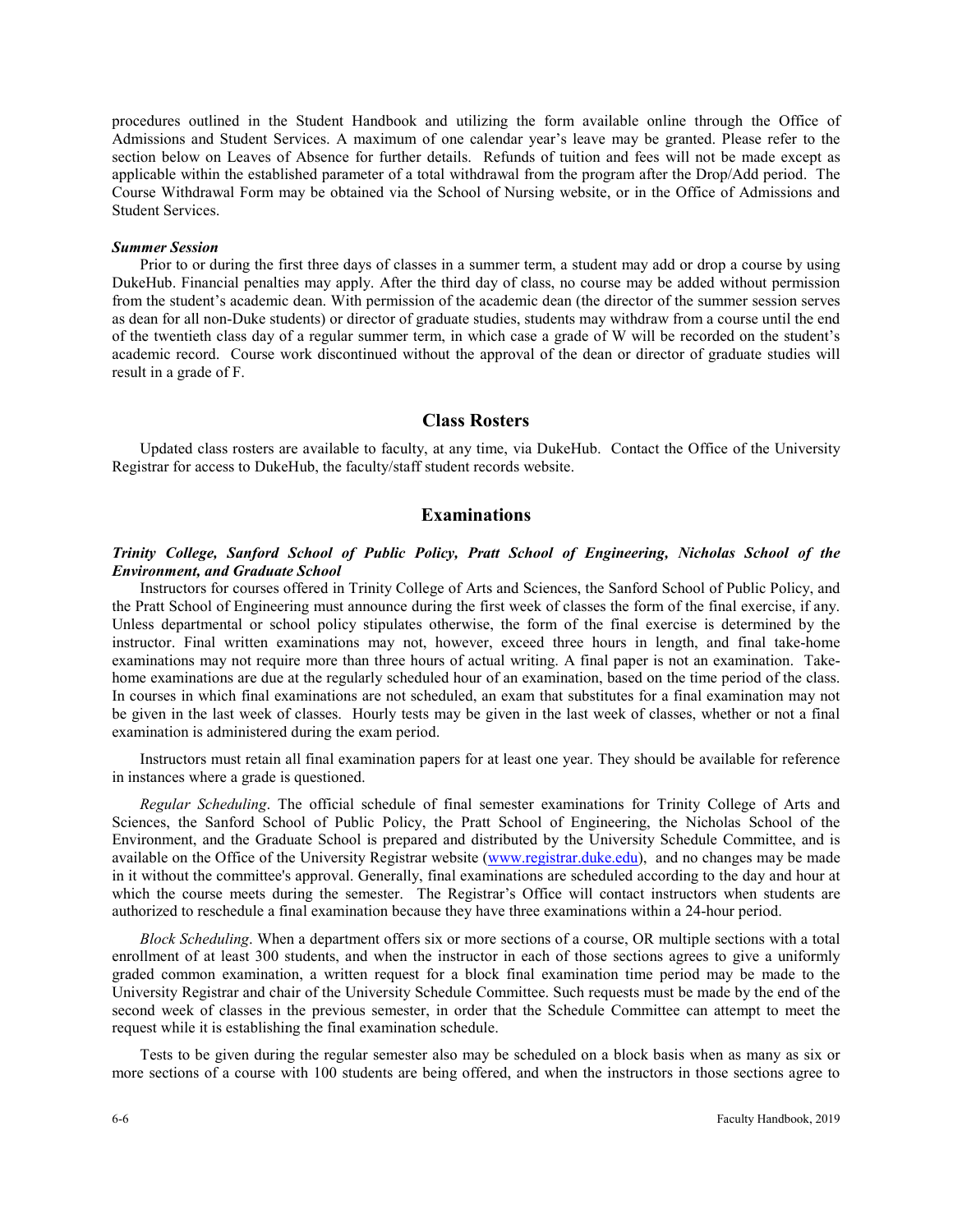procedures outlined in the Student Handbook and utilizing the form available online through the Office of Admissions and Student Services. A maximum of one calendar year's leave may be granted. Please refer to the section below on Leaves of Absence for further details. Refunds of tuition and fees will not be made except as applicable within the established parameter of a total withdrawal from the program after the Drop/Add period. The Course Withdrawal Form may be obtained via the School of Nursing website, or in the Office of Admissions and Student Services.

***Summer Session***

Prior to or during the first three days of classes in a summer term, a student may add or drop a course by using DukeHub. Financial penalties may apply. After the third day of class, no course may be added without permission from the student's academic dean. With permission of the academic dean (the director of the summer session serves as dean for all non-Duke students) or director of graduate studies, students may withdraw from a course until the end of the twentieth class day of a regular summer term, in which case a grade of W will be recorded on the student's academic record. Course work discontinued without the approval of the dean or director of graduate studies will result in a grade of F.

## Class Rosters

Updated class rosters are available to faculty, at any time, via DukeHub. Contact the Office of the University Registrar for access to DukeHub, the faculty/staff student records website.

## Examinations

***Trinity College, Sanford School of Public Policy, Pratt School of Engineering, Nicholas School of the Environment, and Graduate School***

Instructors for courses offered in Trinity College of Arts and Sciences, the Sanford School of Public Policy, and the Pratt School of Engineering must announce during the first week of classes the form of the final exercise, if any. Unless departmental or school policy stipulates otherwise, the form of the final exercise is determined by the instructor. Final written examinations may not, however, exceed three hours in length, and final take-home examinations may not require more than three hours of actual writing. A final paper is not an examination. Take-home examinations are due at the regularly scheduled hour of an examination, based on the time period of the class. In courses in which final examinations are not scheduled, an exam that substitutes for a final examination may not be given in the last week of classes. Hourly tests may be given in the last week of classes, whether or not a final examination is administered during the exam period.

Instructors must retain all final examination papers for at least one year. They should be available for reference in instances where a grade is questioned.

*Regular Scheduling*. The official schedule of final semester examinations for Trinity College of Arts and Sciences, the Sanford School of Public Policy, the Pratt School of Engineering, the Nicholas School of the Environment, and the Graduate School is prepared and distributed by the University Schedule Committee, and is available on the Office of the University Registrar website (www.registrar.duke.edu), and no changes may be made in it without the committee's approval. Generally, final examinations are scheduled according to the day and hour at which the course meets during the semester. The Registrar's Office will contact instructors when students are authorized to reschedule a final examination because they have three examinations within a 24-hour period.

*Block Scheduling*. When a department offers six or more sections of a course, OR multiple sections with a total enrollment of at least 300 students, and when the instructor in each of those sections agrees to give a uniformly graded common examination, a written request for a block final examination time period may be made to the University Registrar and chair of the University Schedule Committee. Such requests must be made by the end of the second week of classes in the previous semester, in order that the Schedule Committee can attempt to meet the request while it is establishing the final examination schedule.

Tests to be given during the regular semester also may be scheduled on a block basis when as many as six or more sections of a course with 100 students are being offered, and when the instructors in those sections agree to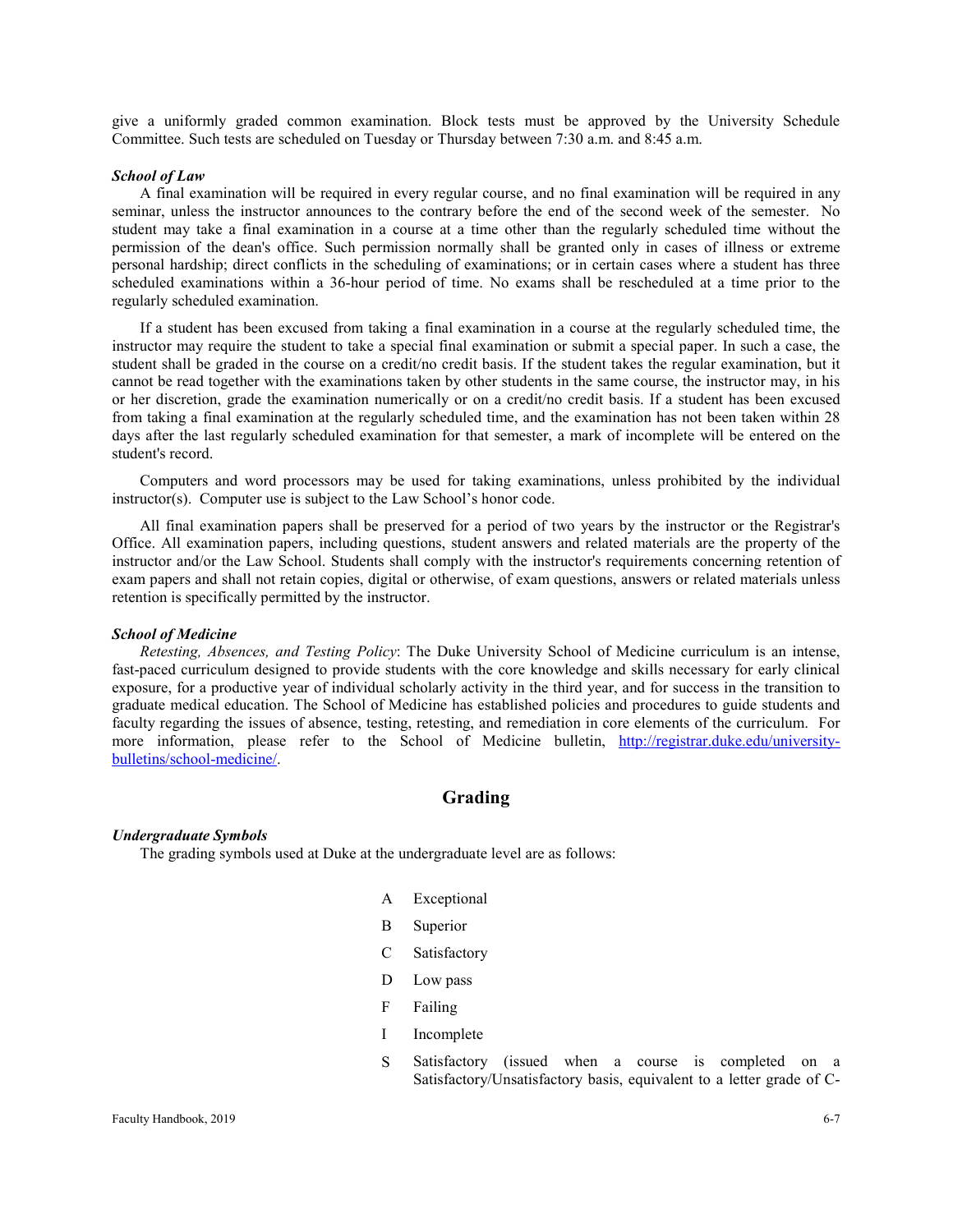give a uniformly graded common examination. Block tests must be approved by the University Schedule Committee. Such tests are scheduled on Tuesday or Thursday between 7:30 a.m. and 8:45 a.m.

***School of Law***

A final examination will be required in every regular course, and no final examination will be required in any seminar, unless the instructor announces to the contrary before the end of the second week of the semester. No student may take a final examination in a course at a time other than the regularly scheduled time without the permission of the dean's office. Such permission normally shall be granted only in cases of illness or extreme personal hardship; direct conflicts in the scheduling of examinations; or in certain cases where a student has three scheduled examinations within a 36-hour period of time. No exams shall be rescheduled at a time prior to the regularly scheduled examination.

If a student has been excused from taking a final examination in a course at the regularly scheduled time, the instructor may require the student to take a special final examination or submit a special paper. In such a case, the student shall be graded in the course on a credit/no credit basis. If the student takes the regular examination, but it cannot be read together with the examinations taken by other students in the same course, the instructor may, in his or her discretion, grade the examination numerically or on a credit/no credit basis. If a student has been excused from taking a final examination at the regularly scheduled time, and the examination has not been taken within 28 days after the last regularly scheduled examination for that semester, a mark of incomplete will be entered on the student's record.

Computers and word processors may be used for taking examinations, unless prohibited by the individual instructor(s). Computer use is subject to the Law School's honor code.

All final examination papers shall be preserved for a period of two years by the instructor or the Registrar's Office. All examination papers, including questions, student answers and related materials are the property of the instructor and/or the Law School. Students shall comply with the instructor's requirements concerning retention of exam papers and shall not retain copies, digital or otherwise, of exam questions, answers or related materials unless retention is specifically permitted by the instructor.

***School of Medicine***

*Retesting, Absences, and Testing Policy*: The Duke University School of Medicine curriculum is an intense, fast-paced curriculum designed to provide students with the core knowledge and skills necessary for early clinical exposure, for a productive year of individual scholarly activity in the third year, and for success in the transition to graduate medical education. The School of Medicine has established policies and procedures to guide students and faculty regarding the issues of absence, testing, retesting, and remediation in core elements of the curriculum. For more information, please refer to the School of Medicine bulletin, [http://registrar.duke.edu/university-bulletins/school-medicine/](http://registrar.duke.edu/university-bulletins/school-medicine/).

## Grading

***Undergraduate Symbols***

The grading symbols used at Duke at the undergraduate level are as follows:

- A Exceptional
- B Superior
- C Satisfactory
- D Low pass
- F Failing
- I Incomplete
- S Satisfactory (issued when a course is completed on a Satisfactory/Unsatisfactory basis, equivalent to a letter grade of C-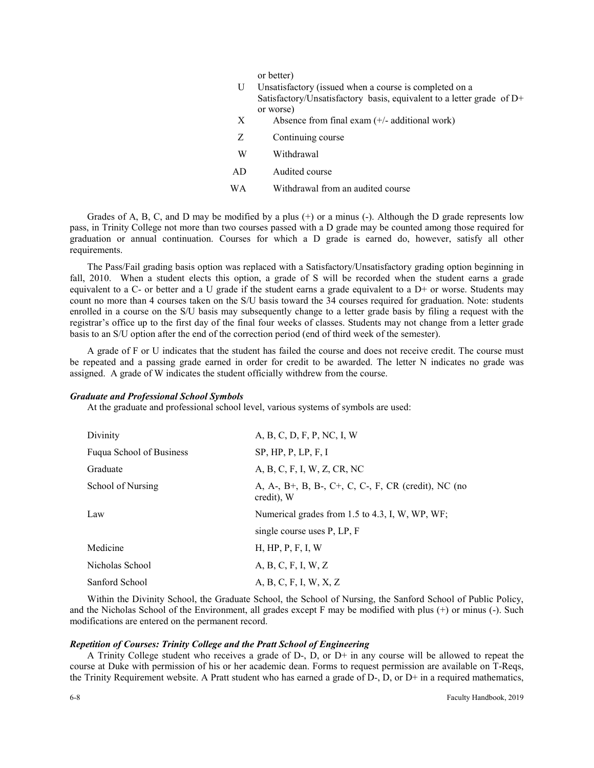| | |
|---|---|
| | or better) |
| U | Unsatisfactory (issued when a course is completed on a Satisfactory/Unsatisfactory basis, equivalent to a letter grade of D+ or worse) |
| X | Absence from final exam (+/- additional work) |
| Z | Continuing course |
| W | Withdrawal |
| AD | Audited course |
| WA | Withdrawal from an audited course |

Grades of A, B, C, and D may be modified by a plus (+) or a minus (-). Although the D grade represents low pass, in Trinity College not more than two courses passed with a D grade may be counted among those required for graduation or annual continuation. Courses for which a D grade is earned do, however, satisfy all other requirements.

The Pass/Fail grading basis option was replaced with a Satisfactory/Unsatisfactory grading option beginning in fall, 2010. When a student elects this option, a grade of S will be recorded when the student earns a grade equivalent to a C- or better and a U grade if the student earns a grade equivalent to a D+ or worse. Students may count no more than 4 courses taken on the S/U basis toward the 34 courses required for graduation. Note: students enrolled in a course on the S/U basis may subsequently change to a letter grade basis by filing a request with the registrar's office up to the first day of the final four weeks of classes. Students may not change from a letter grade basis to an S/U option after the end of the correction period (end of third week of the semester).

A grade of F or U indicates that the student has failed the course and does not receive credit. The course must be repeated and a passing grade earned in order for credit to be awarded. The letter N indicates no grade was assigned. A grade of W indicates the student officially withdrew from the course.

***Graduate and Professional School Symbols***

At the graduate and professional school level, various systems of symbols are used:

| | |
|---|---|
| Divinity | A, B, C, D, F, P, NC, I, W |
| Fuqua School of Business | SP, HP, P, LP, F, I |
| Graduate | A, B, C, F, I, W, Z, CR, NC |
| School of Nursing | A, A-, B+, B, B-, C+, C, C-, F, CR (credit), NC (no credit), W |
| Law | Numerical grades from 1.5 to 4.3, I, W, WP, WF; |
| | single course uses P, LP, F |
| Medicine | H, HP, P, F, I, W |
| Nicholas School | A, B, C, F, I, W, Z |
| Sanford School | A, B, C, F, I, W, X, Z |

Within the Divinity School, the Graduate School, the School of Nursing, the Sanford School of Public Policy, and the Nicholas School of the Environment, all grades except F may be modified with plus (+) or minus (-). Such modifications are entered on the permanent record.

***Repetition of Courses: Trinity College and the Pratt School of Engineering***

A Trinity College student who receives a grade of D-, D, or D+ in any course will be allowed to repeat the course at Duke with permission of his or her academic dean. Forms to request permission are available on T-Reqs, the Trinity Requirement website. A Pratt student who has earned a grade of D-, D, or D+ in a required mathematics,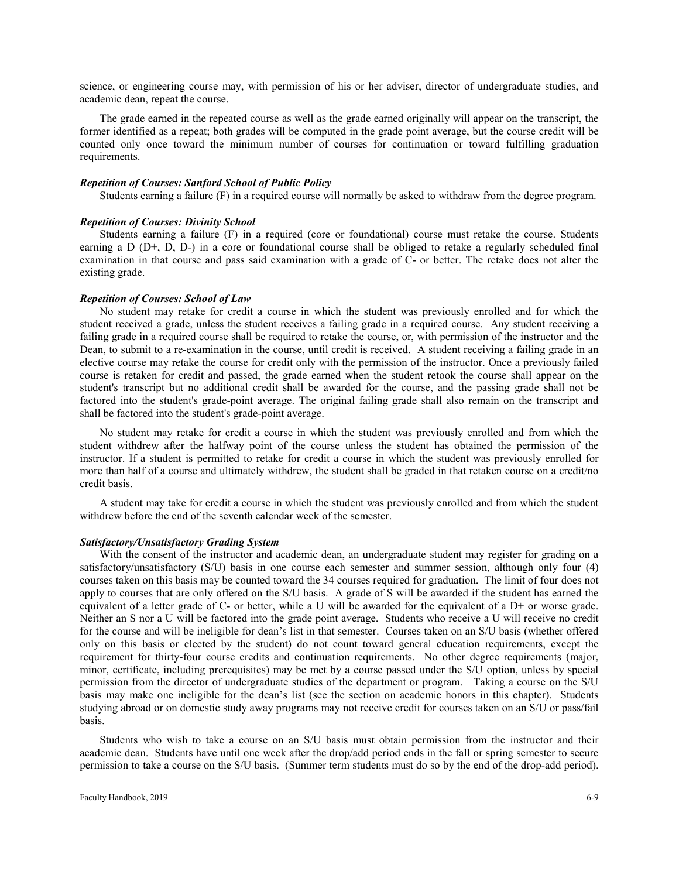science, or engineering course may, with permission of his or her adviser, director of undergraduate studies, and academic dean, repeat the course.

The grade earned in the repeated course as well as the grade earned originally will appear on the transcript, the former identified as a repeat; both grades will be computed in the grade point average, but the course credit will be counted only once toward the minimum number of courses for continuation or toward fulfilling graduation requirements.

***Repetition of Courses: Sanford School of Public Policy***

Students earning a failure (F) in a required course will normally be asked to withdraw from the degree program.

***Repetition of Courses: Divinity School***

Students earning a failure (F) in a required (core or foundational) course must retake the course. Students earning a D (D+, D, D-) in a core or foundational course shall be obliged to retake a regularly scheduled final examination in that course and pass said examination with a grade of C- or better. The retake does not alter the existing grade.

***Repetition of Courses: School of Law***

No student may retake for credit a course in which the student was previously enrolled and for which the student received a grade, unless the student receives a failing grade in a required course. Any student receiving a failing grade in a required course shall be required to retake the course, or, with permission of the instructor and the Dean, to submit to a re-examination in the course, until credit is received. A student receiving a failing grade in an elective course may retake the course for credit only with the permission of the instructor. Once a previously failed course is retaken for credit and passed, the grade earned when the student retook the course shall appear on the student's transcript but no additional credit shall be awarded for the course, and the passing grade shall not be factored into the student's grade-point average. The original failing grade shall also remain on the transcript and shall be factored into the student's grade-point average.

No student may retake for credit a course in which the student was previously enrolled and from which the student withdrew after the halfway point of the course unless the student has obtained the permission of the instructor. If a student is permitted to retake for credit a course in which the student was previously enrolled for more than half of a course and ultimately withdrew, the student shall be graded in that retaken course on a credit/no credit basis.

A student may take for credit a course in which the student was previously enrolled and from which the student withdrew before the end of the seventh calendar week of the semester.

***Satisfactory/Unsatisfactory Grading System***

With the consent of the instructor and academic dean, an undergraduate student may register for grading on a satisfactory/unsatisfactory (S/U) basis in one course each semester and summer session, although only four (4) courses taken on this basis may be counted toward the 34 courses required for graduation. The limit of four does not apply to courses that are only offered on the S/U basis. A grade of S will be awarded if the student has earned the equivalent of a letter grade of C- or better, while a U will be awarded for the equivalent of a D+ or worse grade. Neither an S nor a U will be factored into the grade point average. Students who receive a U will receive no credit for the course and will be ineligible for dean's list in that semester. Courses taken on an S/U basis (whether offered only on this basis or elected by the student) do not count toward general education requirements, except the requirement for thirty-four course credits and continuation requirements. No other degree requirements (major, minor, certificate, including prerequisites) may be met by a course passed under the S/U option, unless by special permission from the director of undergraduate studies of the department or program. Taking a course on the S/U basis may make one ineligible for the dean's list (see the section on academic honors in this chapter). Students studying abroad or on domestic study away programs may not receive credit for courses taken on an S/U or pass/fail basis.

Students who wish to take a course on an S/U basis must obtain permission from the instructor and their academic dean. Students have until one week after the drop/add period ends in the fall or spring semester to secure permission to take a course on the S/U basis. (Summer term students must do so by the end of the drop-add period).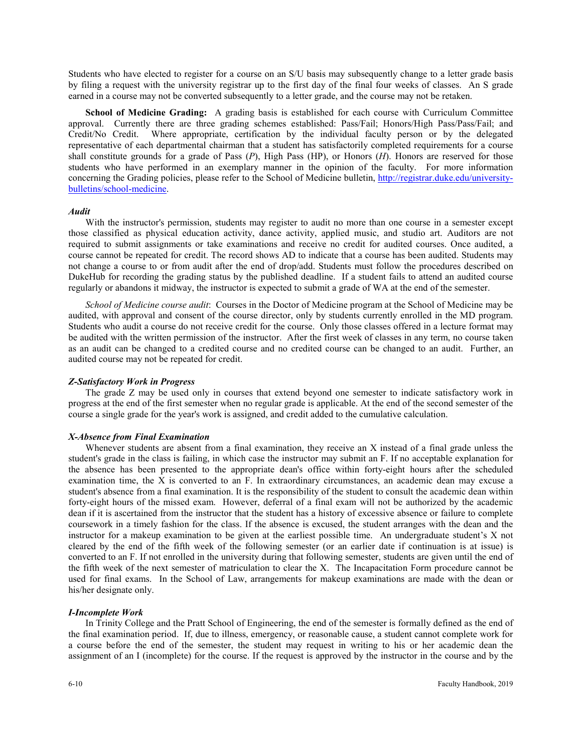Students who have elected to register for a course on an S/U basis may subsequently change to a letter grade basis by filing a request with the university registrar up to the first day of the final four weeks of classes. An S grade earned in a course may not be converted subsequently to a letter grade, and the course may not be retaken.

**School of Medicine Grading:** A grading basis is established for each course with Curriculum Committee approval. Currently there are three grading schemes established: Pass/Fail; Honors/High Pass/Pass/Fail; and Credit/No Credit. Where appropriate, certification by the individual faculty person or by the delegated representative of each departmental chairman that a student has satisfactorily completed requirements for a course shall constitute grounds for a grade of Pass (*P*), High Pass (HP), or Honors (*H*). Honors are reserved for those students who have performed in an exemplary manner in the opinion of the faculty. For more information concerning the Grading policies, please refer to the School of Medicine bulletin, [http://registrar.duke.edu/university-bulletins/school-medicine](http://registrar.duke.edu/university-bulletins/school-medicine).

***Audit***

With the instructor's permission, students may register to audit no more than one course in a semester except those classified as physical education activity, dance activity, applied music, and studio art. Auditors are not required to submit assignments or take examinations and receive no credit for audited courses. Once audited, a course cannot be repeated for credit. The record shows AD to indicate that a course has been audited. Students may not change a course to or from audit after the end of drop/add. Students must follow the procedures described on DukeHub for recording the grading status by the published deadline. If a student fails to attend an audited course regularly or abandons it midway, the instructor is expected to submit a grade of WA at the end of the semester.

*School of Medicine course audit*: Courses in the Doctor of Medicine program at the School of Medicine may be audited, with approval and consent of the course director, only by students currently enrolled in the MD program. Students who audit a course do not receive credit for the course. Only those classes offered in a lecture format may be audited with the written permission of the instructor. After the first week of classes in any term, no course taken as an audit can be changed to a credited course and no credited course can be changed to an audit. Further, an audited course may not be repeated for credit.

***Z-Satisfactory Work in Progress***

The grade Z may be used only in courses that extend beyond one semester to indicate satisfactory work in progress at the end of the first semester when no regular grade is applicable. At the end of the second semester of the course a single grade for the year's work is assigned, and credit added to the cumulative calculation.

***X-Absence from Final Examination***

Whenever students are absent from a final examination, they receive an X instead of a final grade unless the student's grade in the class is failing, in which case the instructor may submit an F. If no acceptable explanation for the absence has been presented to the appropriate dean's office within forty-eight hours after the scheduled examination time, the X is converted to an F. In extraordinary circumstances, an academic dean may excuse a student's absence from a final examination. It is the responsibility of the student to consult the academic dean within forty-eight hours of the missed exam. However, deferral of a final exam will not be authorized by the academic dean if it is ascertained from the instructor that the student has a history of excessive absence or failure to complete coursework in a timely fashion for the class. If the absence is excused, the student arranges with the dean and the instructor for a makeup examination to be given at the earliest possible time. An undergraduate student's X not cleared by the end of the fifth week of the following semester (or an earlier date if continuation is at issue) is converted to an F. If not enrolled in the university during that following semester, students are given until the end of the fifth week of the next semester of matriculation to clear the X. The Incapacitation Form procedure cannot be used for final exams. In the School of Law, arrangements for makeup examinations are made with the dean or his/her designate only.

***I-Incomplete Work***

In Trinity College and the Pratt School of Engineering, the end of the semester is formally defined as the end of the final examination period. If, due to illness, emergency, or reasonable cause, a student cannot complete work for a course before the end of the semester, the student may request in writing to his or her academic dean the assignment of an I (incomplete) for the course. If the request is approved by the instructor in the course and by the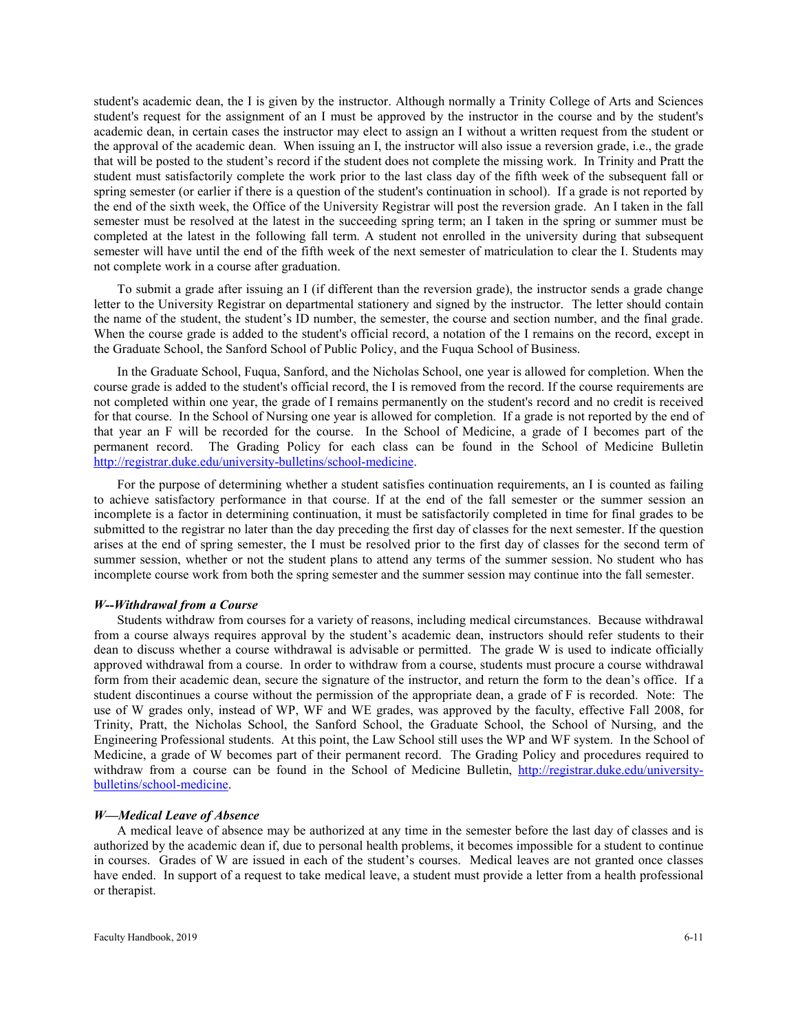student's academic dean, the I is given by the instructor. Although normally a Trinity College of Arts and Sciences student's request for the assignment of an I must be approved by the instructor in the course and by the student's academic dean, in certain cases the instructor may elect to assign an I without a written request from the student or the approval of the academic dean. When issuing an I, the instructor will also issue a reversion grade, i.e., the grade that will be posted to the student's record if the student does not complete the missing work. In Trinity and Pratt the student must satisfactorily complete the work prior to the last class day of the fifth week of the subsequent fall or spring semester (or earlier if there is a question of the student's continuation in school). If a grade is not reported by the end of the sixth week, the Office of the University Registrar will post the reversion grade. An I taken in the fall semester must be resolved at the latest in the succeeding spring term; an I taken in the spring or summer must be completed at the latest in the following fall term. A student not enrolled in the university during that subsequent semester will have until the end of the fifth week of the next semester of matriculation to clear the I. Students may not complete work in a course after graduation.

To submit a grade after issuing an I (if different than the reversion grade), the instructor sends a grade change letter to the University Registrar on departmental stationery and signed by the instructor. The letter should contain the name of the student, the student's ID number, the semester, the course and section number, and the final grade. When the course grade is added to the student's official record, a notation of the I remains on the record, except in the Graduate School, the Sanford School of Public Policy, and the Fuqua School of Business.

In the Graduate School, Fuqua, Sanford, and the Nicholas School, one year is allowed for completion. When the course grade is added to the student's official record, the I is removed from the record. If the course requirements are not completed within one year, the grade of I remains permanently on the student's record and no credit is received for that course. In the School of Nursing one year is allowed for completion. If a grade is not reported by the end of that year an F will be recorded for the course. In the School of Medicine, a grade of I becomes part of the permanent record. The Grading Policy for each class can be found in the School of Medicine Bulletin http://registrar.duke.edu/university-bulletins/school-medicine.

For the purpose of determining whether a student satisfies continuation requirements, an I is counted as failing to achieve satisfactory performance in that course. If at the end of the fall semester or the summer session an incomplete is a factor in determining continuation, it must be satisfactorily completed in time for final grades to be submitted to the registrar no later than the day preceding the first day of classes for the next semester. If the question arises at the end of spring semester, the I must be resolved prior to the first day of classes for the second term of summer session, whether or not the student plans to attend any terms of the summer session. No student who has incomplete course work from both the spring semester and the summer session may continue into the fall semester.

***W--Withdrawal from a Course***

Students withdraw from courses for a variety of reasons, including medical circumstances. Because withdrawal from a course always requires approval by the student's academic dean, instructors should refer students to their dean to discuss whether a course withdrawal is advisable or permitted. The grade W is used to indicate officially approved withdrawal from a course. In order to withdraw from a course, students must procure a course withdrawal form from their academic dean, secure the signature of the instructor, and return the form to the dean's office. If a student discontinues a course without the permission of the appropriate dean, a grade of F is recorded. Note: The use of W grades only, instead of WP, WF and WE grades, was approved by the faculty, effective Fall 2008, for Trinity, Pratt, the Nicholas School, the Sanford School, the Graduate School, the School of Nursing, and the Engineering Professional students. At this point, the Law School still uses the WP and WF system. In the School of Medicine, a grade of W becomes part of their permanent record. The Grading Policy and procedures required to withdraw from a course can be found in the School of Medicine Bulletin, http://registrar.duke.edu/university-bulletins/school-medicine.

***W—Medical Leave of Absence***

A medical leave of absence may be authorized at any time in the semester before the last day of classes and is authorized by the academic dean if, due to personal health problems, it becomes impossible for a student to continue in courses. Grades of W are issued in each of the student's courses. Medical leaves are not granted once classes have ended. In support of a request to take medical leave, a student must provide a letter from a health professional or therapist.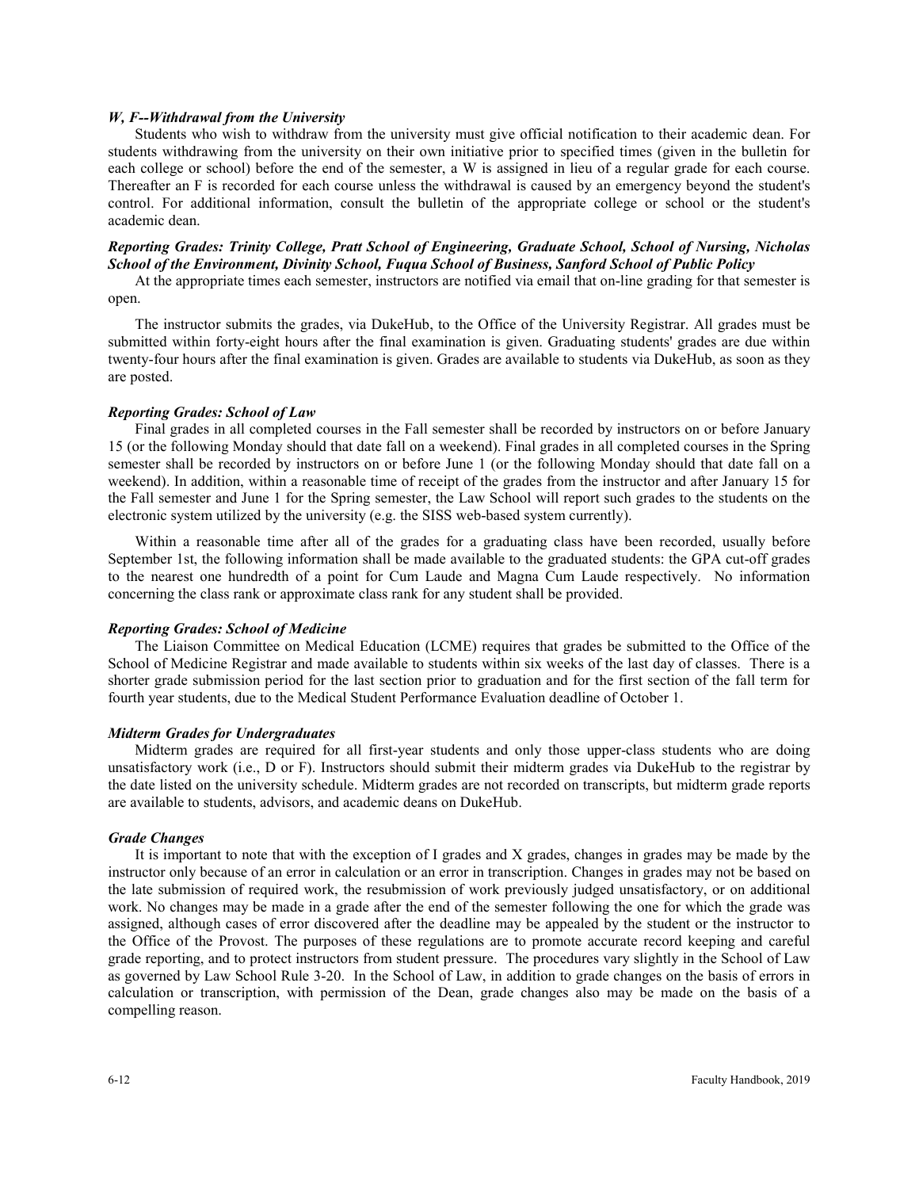### *W, F--Withdrawal from the University*

Students who wish to withdraw from the university must give official notification to their academic dean. For students withdrawing from the university on their own initiative prior to specified times (given in the bulletin for each college or school) before the end of the semester, a W is assigned in lieu of a regular grade for each course. Thereafter an F is recorded for each course unless the withdrawal is caused by an emergency beyond the student's control. For additional information, consult the bulletin of the appropriate college or school or the student's academic dean.

### *Reporting Grades: Trinity College, Pratt School of Engineering, Graduate School, School of Nursing, Nicholas School of the Environment, Divinity School, Fuqua School of Business, Sanford School of Public Policy*

At the appropriate times each semester, instructors are notified via email that on-line grading for that semester is open.

The instructor submits the grades, via DukeHub, to the Office of the University Registrar. All grades must be submitted within forty-eight hours after the final examination is given. Graduating students' grades are due within twenty-four hours after the final examination is given. Grades are available to students via DukeHub, as soon as they are posted.

### *Reporting Grades: School of Law*

Final grades in all completed courses in the Fall semester shall be recorded by instructors on or before January 15 (or the following Monday should that date fall on a weekend). Final grades in all completed courses in the Spring semester shall be recorded by instructors on or before June 1 (or the following Monday should that date fall on a weekend). In addition, within a reasonable time of receipt of the grades from the instructor and after January 15 for the Fall semester and June 1 for the Spring semester, the Law School will report such grades to the students on the electronic system utilized by the university (e.g. the SISS web-based system currently).

Within a reasonable time after all of the grades for a graduating class have been recorded, usually before September 1st, the following information shall be made available to the graduated students: the GPA cut-off grades to the nearest one hundredth of a point for Cum Laude and Magna Cum Laude respectively. No information concerning the class rank or approximate class rank for any student shall be provided.

### *Reporting Grades: School of Medicine*

The Liaison Committee on Medical Education (LCME) requires that grades be submitted to the Office of the School of Medicine Registrar and made available to students within six weeks of the last day of classes. There is a shorter grade submission period for the last section prior to graduation and for the first section of the fall term for fourth year students, due to the Medical Student Performance Evaluation deadline of October 1.

### *Midterm Grades for Undergraduates*

Midterm grades are required for all first-year students and only those upper-class students who are doing unsatisfactory work (i.e., D or F). Instructors should submit their midterm grades via DukeHub to the registrar by the date listed on the university schedule. Midterm grades are not recorded on transcripts, but midterm grade reports are available to students, advisors, and academic deans on DukeHub.

### *Grade Changes*

It is important to note that with the exception of I grades and X grades, changes in grades may be made by the instructor only because of an error in calculation or an error in transcription. Changes in grades may not be based on the late submission of required work, the resubmission of work previously judged unsatisfactory, or on additional work. No changes may be made in a grade after the end of the semester following the one for which the grade was assigned, although cases of error discovered after the deadline may be appealed by the student or the instructor to the Office of the Provost. The purposes of these regulations are to promote accurate record keeping and careful grade reporting, and to protect instructors from student pressure. The procedures vary slightly in the School of Law as governed by Law School Rule 3-20. In the School of Law, in addition to grade changes on the basis of errors in calculation or transcription, with permission of the Dean, grade changes also may be made on the basis of a compelling reason.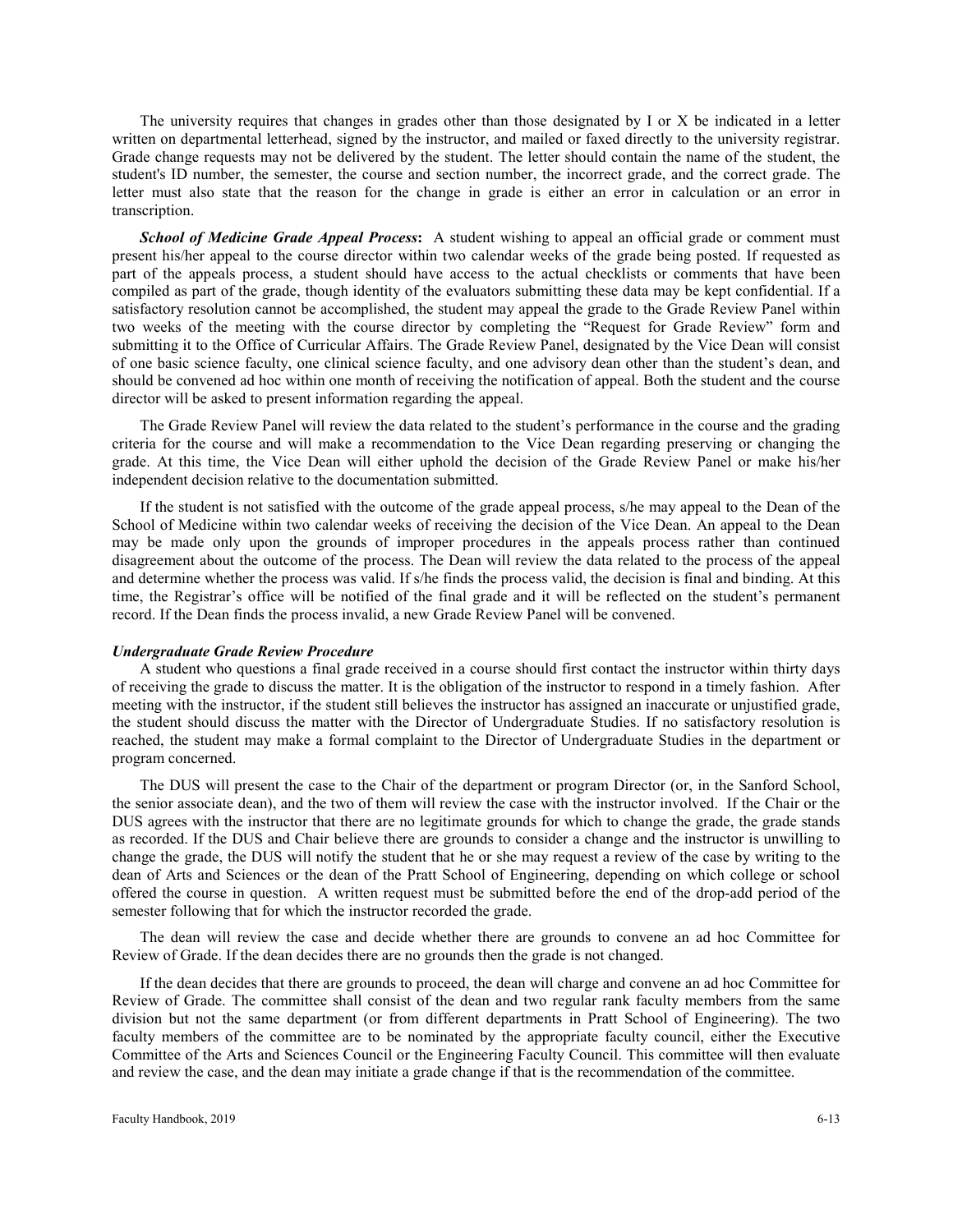The university requires that changes in grades other than those designated by I or X be indicated in a letter written on departmental letterhead, signed by the instructor, and mailed or faxed directly to the university registrar. Grade change requests may not be delivered by the student. The letter should contain the name of the student, the student's ID number, the semester, the course and section number, the incorrect grade, and the correct grade. The letter must also state that the reason for the change in grade is either an error in calculation or an error in transcription.

***School of Medicine Grade Appeal Process*:** A student wishing to appeal an official grade or comment must present his/her appeal to the course director within two calendar weeks of the grade being posted. If requested as part of the appeals process, a student should have access to the actual checklists or comments that have been compiled as part of the grade, though identity of the evaluators submitting these data may be kept confidential. If a satisfactory resolution cannot be accomplished, the student may appeal the grade to the Grade Review Panel within two weeks of the meeting with the course director by completing the "Request for Grade Review" form and submitting it to the Office of Curricular Affairs. The Grade Review Panel, designated by the Vice Dean will consist of one basic science faculty, one clinical science faculty, and one advisory dean other than the student's dean, and should be convened ad hoc within one month of receiving the notification of appeal. Both the student and the course director will be asked to present information regarding the appeal.

The Grade Review Panel will review the data related to the student's performance in the course and the grading criteria for the course and will make a recommendation to the Vice Dean regarding preserving or changing the grade. At this time, the Vice Dean will either uphold the decision of the Grade Review Panel or make his/her independent decision relative to the documentation submitted.

If the student is not satisfied with the outcome of the grade appeal process, s/he may appeal to the Dean of the School of Medicine within two calendar weeks of receiving the decision of the Vice Dean. An appeal to the Dean may be made only upon the grounds of improper procedures in the appeals process rather than continued disagreement about the outcome of the process. The Dean will review the data related to the process of the appeal and determine whether the process was valid. If s/he finds the process valid, the decision is final and binding. At this time, the Registrar's office will be notified of the final grade and it will be reflected on the student's permanent record. If the Dean finds the process invalid, a new Grade Review Panel will be convened.

***Undergraduate Grade Review Procedure***

A student who questions a final grade received in a course should first contact the instructor within thirty days of receiving the grade to discuss the matter. It is the obligation of the instructor to respond in a timely fashion. After meeting with the instructor, if the student still believes the instructor has assigned an inaccurate or unjustified grade, the student should discuss the matter with the Director of Undergraduate Studies. If no satisfactory resolution is reached, the student may make a formal complaint to the Director of Undergraduate Studies in the department or program concerned.

The DUS will present the case to the Chair of the department or program Director (or, in the Sanford School, the senior associate dean), and the two of them will review the case with the instructor involved. If the Chair or the DUS agrees with the instructor that there are no legitimate grounds for which to change the grade, the grade stands as recorded. If the DUS and Chair believe there are grounds to consider a change and the instructor is unwilling to change the grade, the DUS will notify the student that he or she may request a review of the case by writing to the dean of Arts and Sciences or the dean of the Pratt School of Engineering, depending on which college or school offered the course in question. A written request must be submitted before the end of the drop-add period of the semester following that for which the instructor recorded the grade.

The dean will review the case and decide whether there are grounds to convene an ad hoc Committee for Review of Grade. If the dean decides there are no grounds then the grade is not changed.

If the dean decides that there are grounds to proceed, the dean will charge and convene an ad hoc Committee for Review of Grade. The committee shall consist of the dean and two regular rank faculty members from the same division but not the same department (or from different departments in Pratt School of Engineering). The two faculty members of the committee are to be nominated by the appropriate faculty council, either the Executive Committee of the Arts and Sciences Council or the Engineering Faculty Council. This committee will then evaluate and review the case, and the dean may initiate a grade change if that is the recommendation of the committee.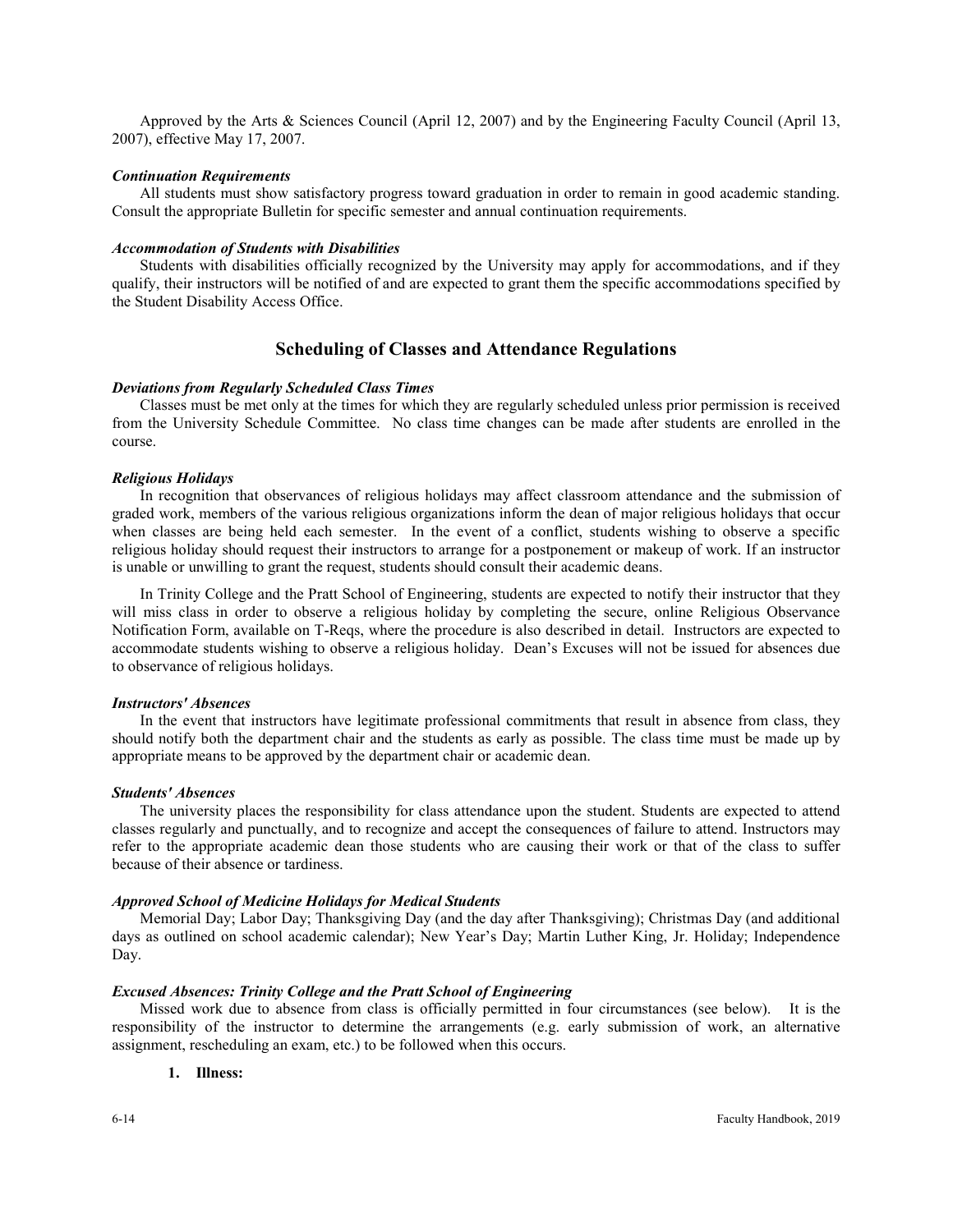Approved by the Arts & Sciences Council (April 12, 2007) and by the Engineering Faculty Council (April 13, 2007), effective May 17, 2007.

***Continuation Requirements***

All students must show satisfactory progress toward graduation in order to remain in good academic standing. Consult the appropriate Bulletin for specific semester and annual continuation requirements.

***Accommodation of Students with Disabilities***

Students with disabilities officially recognized by the University may apply for accommodations, and if they qualify, their instructors will be notified of and are expected to grant them the specific accommodations specified by the Student Disability Access Office.

## Scheduling of Classes and Attendance Regulations

***Deviations from Regularly Scheduled Class Times***

Classes must be met only at the times for which they are regularly scheduled unless prior permission is received from the University Schedule Committee. No class time changes can be made after students are enrolled in the course.

***Religious Holidays***

In recognition that observances of religious holidays may affect classroom attendance and the submission of graded work, members of the various religious organizations inform the dean of major religious holidays that occur when classes are being held each semester. In the event of a conflict, students wishing to observe a specific religious holiday should request their instructors to arrange for a postponement or makeup of work. If an instructor is unable or unwilling to grant the request, students should consult their academic deans.

In Trinity College and the Pratt School of Engineering, students are expected to notify their instructor that they will miss class in order to observe a religious holiday by completing the secure, online Religious Observance Notification Form, available on T-Reqs, where the procedure is also described in detail. Instructors are expected to accommodate students wishing to observe a religious holiday. Dean's Excuses will not be issued for absences due to observance of religious holidays.

***Instructors' Absences***

In the event that instructors have legitimate professional commitments that result in absence from class, they should notify both the department chair and the students as early as possible. The class time must be made up by appropriate means to be approved by the department chair or academic dean.

***Students' Absences***

The university places the responsibility for class attendance upon the student. Students are expected to attend classes regularly and punctually, and to recognize and accept the consequences of failure to attend. Instructors may refer to the appropriate academic dean those students who are causing their work or that of the class to suffer because of their absence or tardiness.

***Approved School of Medicine Holidays for Medical Students***

Memorial Day; Labor Day; Thanksgiving Day (and the day after Thanksgiving); Christmas Day (and additional days as outlined on school academic calendar); New Year's Day; Martin Luther King, Jr. Holiday; Independence Day.

***Excused Absences: Trinity College and the Pratt School of Engineering***

Missed work due to absence from class is officially permitted in four circumstances (see below). It is the responsibility of the instructor to determine the arrangements (e.g. early submission of work, an alternative assignment, rescheduling an exam, etc.) to be followed when this occurs.

1. **Illness:**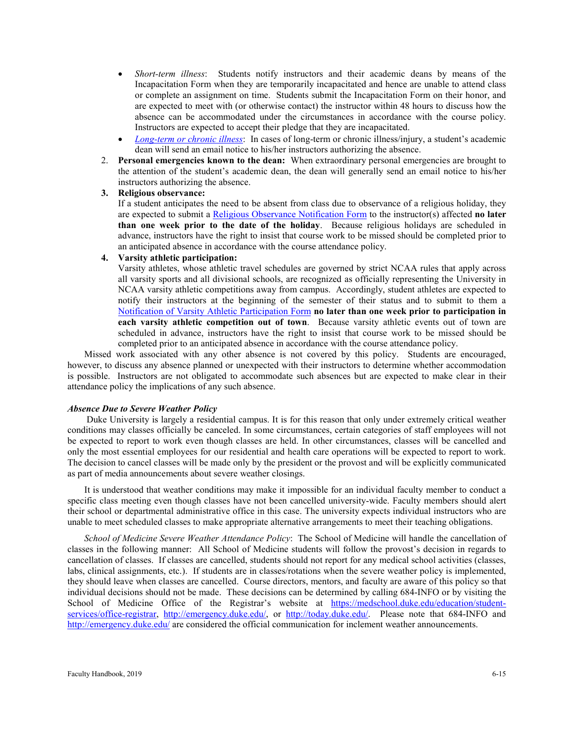- *Short-term illness*: Students notify instructors and their academic deans by means of the Incapacitation Form when they are temporarily incapacitated and hence are unable to attend class or complete an assignment on time. Students submit the Incapacitation Form on their honor, and are expected to meet with (or otherwise contact) the instructor within 48 hours to discuss how the absence can be accommodated under the circumstances in accordance with the course policy. Instructors are expected to accept their pledge that they are incapacitated.
- *Long-term or chronic illness*: In cases of long-term or chronic illness/injury, a student's academic dean will send an email notice to his/her instructors authorizing the absence.

2. **Personal emergencies known to the dean:** When extraordinary personal emergencies are brought to the attention of the student's academic dean, the dean will generally send an email notice to his/her instructors authorizing the absence.
3. **Religious observance:**
   If a student anticipates the need to be absent from class due to observance of a religious holiday, they are expected to submit a Religious Observance Notification Form to the instructor(s) affected **no later than one week prior to the date of the holiday**. Because religious holidays are scheduled in advance, instructors have the right to insist that course work to be missed should be completed prior to an anticipated absence in accordance with the course attendance policy.
4. **Varsity athletic participation:**
   Varsity athletes, whose athletic travel schedules are governed by strict NCAA rules that apply across all varsity sports and all divisional schools, are recognized as officially representing the University in NCAA varsity athletic competitions away from campus. Accordingly, student athletes are expected to notify their instructors at the beginning of the semester of their status and to submit to them a Notification of Varsity Athletic Participation Form **no later than one week prior to participation in each varsity athletic competition out of town**. Because varsity athletic events out of town are scheduled in advance, instructors have the right to insist that course work to be missed should be completed prior to an anticipated absence in accordance with the course attendance policy.

Missed work associated with any other absence is not covered by this policy. Students are encouraged, however, to discuss any absence planned or unexpected with their instructors to determine whether accommodation is possible. Instructors are not obligated to accommodate such absences but are expected to make clear in their attendance policy the implications of any such absence.

***Absence Due to Severe Weather Policy***

Duke University is largely a residential campus. It is for this reason that only under extremely critical weather conditions may classes officially be canceled. In some circumstances, certain categories of staff employees will not be expected to report to work even though classes are held. In other circumstances, classes will be cancelled and only the most essential employees for our residential and health care operations will be expected to report to work. The decision to cancel classes will be made only by the president or the provost and will be explicitly communicated as part of media announcements about severe weather closings.

It is understood that weather conditions may make it impossible for an individual faculty member to conduct a specific class meeting even though classes have not been cancelled university-wide. Faculty members should alert their school or departmental administrative office in this case. The university expects individual instructors who are unable to meet scheduled classes to make appropriate alternative arrangements to meet their teaching obligations.

*School of Medicine Severe Weather Attendance Policy*: The School of Medicine will handle the cancellation of classes in the following manner: All School of Medicine students will follow the provost's decision in regards to cancellation of classes. If classes are cancelled, students should not report for any medical school activities (classes, labs, clinical assignments, etc.). If students are in classes/rotations when the severe weather policy is implemented, they should leave when classes are cancelled. Course directors, mentors, and faculty are aware of this policy so that individual decisions should not be made. These decisions can be determined by calling 684-INFO or by visiting the School of Medicine Office of the Registrar's website at https://medschool.duke.edu/education/student-services/office-registrar, http://emergency.duke.edu/, or http://today.duke.edu/. Please note that 684-INFO and http://emergency.duke.edu/ are considered the official communication for inclement weather announcements.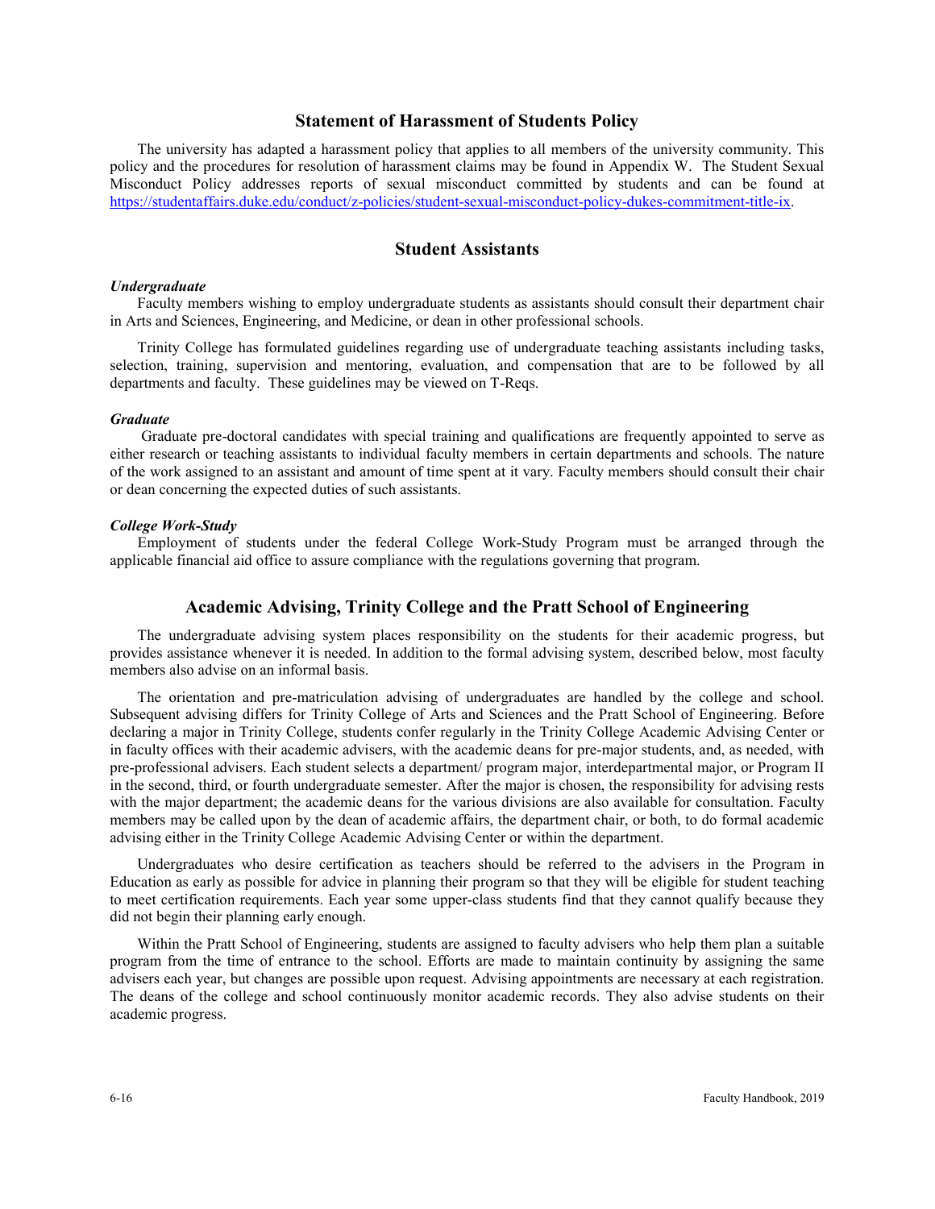## Statement of Harassment of Students Policy

The university has adapted a harassment policy that applies to all members of the university community. This policy and the procedures for resolution of harassment claims may be found in Appendix W. The Student Sexual Misconduct Policy addresses reports of sexual misconduct committed by students and can be found at [https://studentaffairs.duke.edu/conduct/z-policies/student-sexual-misconduct-policy-dukes-commitment-title-ix](https://studentaffairs.duke.edu/conduct/z-policies/student-sexual-misconduct-policy-dukes-commitment-title-ix).

## Student Assistants

***Undergraduate***

Faculty members wishing to employ undergraduate students as assistants should consult their department chair in Arts and Sciences, Engineering, and Medicine, or dean in other professional schools.

Trinity College has formulated guidelines regarding use of undergraduate teaching assistants including tasks, selection, training, supervision and mentoring, evaluation, and compensation that are to be followed by all departments and faculty. These guidelines may be viewed on T-Reqs.

***Graduate***

Graduate pre-doctoral candidates with special training and qualifications are frequently appointed to serve as either research or teaching assistants to individual faculty members in certain departments and schools. The nature of the work assigned to an assistant and amount of time spent at it vary. Faculty members should consult their chair or dean concerning the expected duties of such assistants.

***College Work-Study***

Employment of students under the federal College Work-Study Program must be arranged through the applicable financial aid office to assure compliance with the regulations governing that program.

## Academic Advising, Trinity College and the Pratt School of Engineering

The undergraduate advising system places responsibility on the students for their academic progress, but provides assistance whenever it is needed. In addition to the formal advising system, described below, most faculty members also advise on an informal basis.

The orientation and pre-matriculation advising of undergraduates are handled by the college and school. Subsequent advising differs for Trinity College of Arts and Sciences and the Pratt School of Engineering. Before declaring a major in Trinity College, students confer regularly in the Trinity College Academic Advising Center or in faculty offices with their academic advisers, with the academic deans for pre-major students, and, as needed, with pre-professional advisers. Each student selects a department/ program major, interdepartmental major, or Program II in the second, third, or fourth undergraduate semester. After the major is chosen, the responsibility for advising rests with the major department; the academic deans for the various divisions are also available for consultation. Faculty members may be called upon by the dean of academic affairs, the department chair, or both, to do formal academic advising either in the Trinity College Academic Advising Center or within the department.

Undergraduates who desire certification as teachers should be referred to the advisers in the Program in Education as early as possible for advice in planning their program so that they will be eligible for student teaching to meet certification requirements. Each year some upper-class students find that they cannot qualify because they did not begin their planning early enough.

Within the Pratt School of Engineering, students are assigned to faculty advisers who help them plan a suitable program from the time of entrance to the school. Efforts are made to maintain continuity by assigning the same advisers each year, but changes are possible upon request. Advising appointments are necessary at each registration. The deans of the college and school continuously monitor academic records. They also advise students on their academic progress.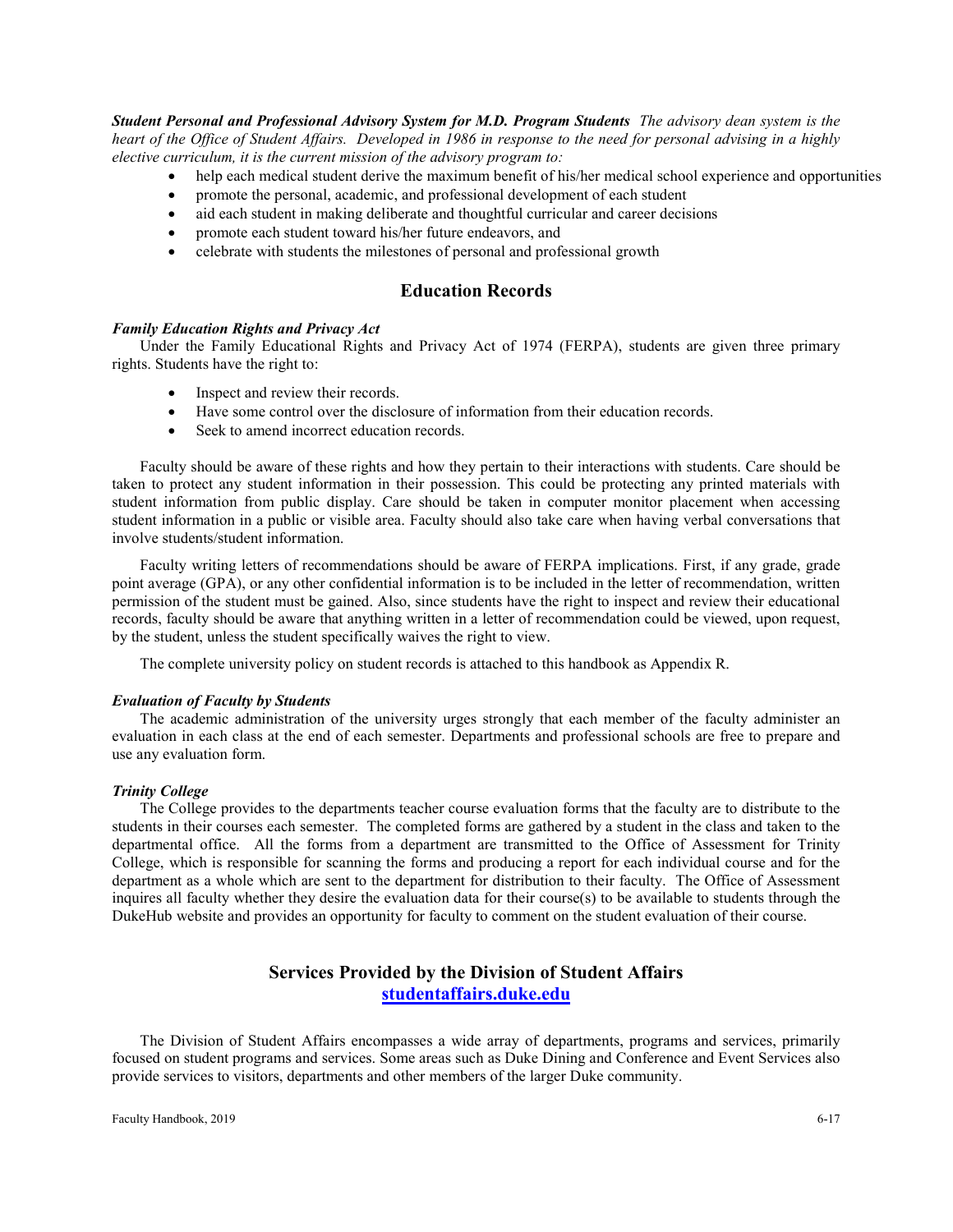***Student Personal and Professional Advisory System for M.D. Program Students*** *The advisory dean system is the heart of the Office of Student Affairs. Developed in 1986 in response to the need for personal advising in a highly elective curriculum, it is the current mission of the advisory program to:*

- help each medical student derive the maximum benefit of his/her medical school experience and opportunities
- promote the personal, academic, and professional development of each student
- aid each student in making deliberate and thoughtful curricular and career decisions
- promote each student toward his/her future endeavors, and
- celebrate with students the milestones of personal and professional growth

## Education Records

***Family Education Rights and Privacy Act***

Under the Family Educational Rights and Privacy Act of 1974 (FERPA), students are given three primary rights. Students have the right to:

- Inspect and review their records.
- Have some control over the disclosure of information from their education records.
- Seek to amend incorrect education records.

Faculty should be aware of these rights and how they pertain to their interactions with students. Care should be taken to protect any student information in their possession. This could be protecting any printed materials with student information from public display. Care should be taken in computer monitor placement when accessing student information in a public or visible area. Faculty should also take care when having verbal conversations that involve students/student information.

Faculty writing letters of recommendations should be aware of FERPA implications. First, if any grade, grade point average (GPA), or any other confidential information is to be included in the letter of recommendation, written permission of the student must be gained. Also, since students have the right to inspect and review their educational records, faculty should be aware that anything written in a letter of recommendation could be viewed, upon request, by the student, unless the student specifically waives the right to view.

The complete university policy on student records is attached to this handbook as Appendix R.

***Evaluation of Faculty by Students***

The academic administration of the university urges strongly that each member of the faculty administer an evaluation in each class at the end of each semester. Departments and professional schools are free to prepare and use any evaluation form.

***Trinity College***

The College provides to the departments teacher course evaluation forms that the faculty are to distribute to the students in their courses each semester. The completed forms are gathered by a student in the class and taken to the departmental office. All the forms from a department are transmitted to the Office of Assessment for Trinity College, which is responsible for scanning the forms and producing a report for each individual course and for the department as a whole which are sent to the department for distribution to their faculty. The Office of Assessment inquires all faculty whether they desire the evaluation data for their course(s) to be available to students through the DukeHub website and provides an opportunity for faculty to comment on the student evaluation of their course.

## Services Provided by the Division of Student Affairs
**studentaffairs.duke.edu**

The Division of Student Affairs encompasses a wide array of departments, programs and services, primarily focused on student programs and services. Some areas such as Duke Dining and Conference and Event Services also provide services to visitors, departments and other members of the larger Duke community.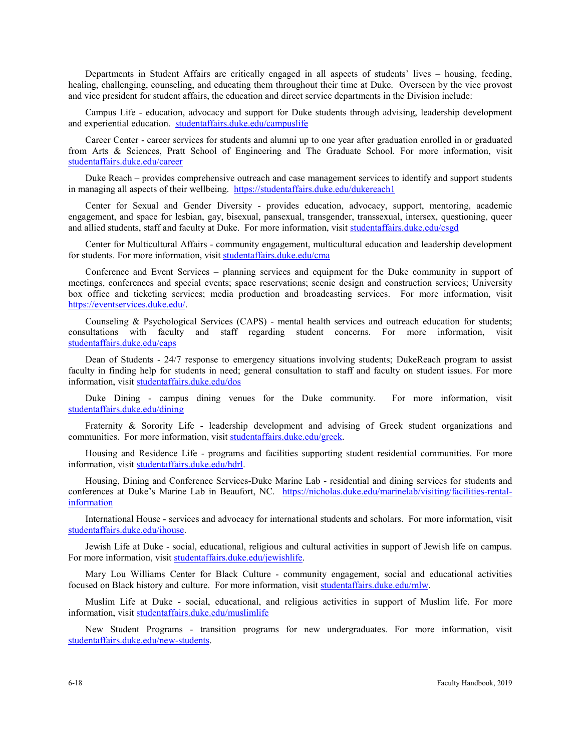Departments in Student Affairs are critically engaged in all aspects of students' lives – housing, feeding, healing, challenging, counseling, and educating them throughout their time at Duke. Overseen by the vice provost and vice president for student affairs, the education and direct service departments in the Division include:

Campus Life - education, advocacy and support for Duke students through advising, leadership development and experiential education. [studentaffairs.duke.edu/campuslife](studentaffairs.duke.edu/campuslife)

Career Center - career services for students and alumni up to one year after graduation enrolled in or graduated from Arts & Sciences, Pratt School of Engineering and The Graduate School. For more information, visit [studentaffairs.duke.edu/career](studentaffairs.duke.edu/career)

Duke Reach – provides comprehensive outreach and case management services to identify and support students in managing all aspects of their wellbeing. [https://studentaffairs.duke.edu/dukereach1](https://studentaffairs.duke.edu/dukereach1)

Center for Sexual and Gender Diversity - provides education, advocacy, support, mentoring, academic engagement, and space for lesbian, gay, bisexual, pansexual, transgender, transsexual, intersex, questioning, queer and allied students, staff and faculty at Duke. For more information, visit [studentaffairs.duke.edu/csgd](studentaffairs.duke.edu/csgd)

Center for Multicultural Affairs - community engagement, multicultural education and leadership development for students. For more information, visit [studentaffairs.duke.edu/cma](studentaffairs.duke.edu/cma)

Conference and Event Services – planning services and equipment for the Duke community in support of meetings, conferences and special events; space reservations; scenic design and construction services; University box office and ticketing services; media production and broadcasting services. For more information, visit [https://eventservices.duke.edu/](https://eventservices.duke.edu/).

Counseling & Psychological Services (CAPS) - mental health services and outreach education for students; consultations with faculty and staff regarding student concerns. For more information, visit [studentaffairs.duke.edu/caps](studentaffairs.duke.edu/caps)

Dean of Students - 24/7 response to emergency situations involving students; DukeReach program to assist faculty in finding help for students in need; general consultation to staff and faculty on student issues. For more information, visit [studentaffairs.duke.edu/dos](studentaffairs.duke.edu/dos)

Duke Dining - campus dining venues for the Duke community. For more information, visit [studentaffairs.duke.edu/dining](studentaffairs.duke.edu/dining)

Fraternity & Sorority Life - leadership development and advising of Greek student organizations and communities. For more information, visit [studentaffairs.duke.edu/greek](studentaffairs.duke.edu/greek).

Housing and Residence Life - programs and facilities supporting student residential communities. For more information, visit [studentaffairs.duke.edu/hdrl](studentaffairs.duke.edu/hdrl).

Housing, Dining and Conference Services-Duke Marine Lab - residential and dining services for students and conferences at Duke's Marine Lab in Beaufort, NC. [https://nicholas.duke.edu/marinelab/visiting/facilities-rental-information](https://nicholas.duke.edu/marinelab/visiting/facilities-rental-information)

International House - services and advocacy for international students and scholars. For more information, visit [studentaffairs.duke.edu/ihouse](studentaffairs.duke.edu/ihouse).

Jewish Life at Duke - social, educational, religious and cultural activities in support of Jewish life on campus. For more information, visit [studentaffairs.duke.edu/jewishlife](studentaffairs.duke.edu/jewishlife).

Mary Lou Williams Center for Black Culture - community engagement, social and educational activities focused on Black history and culture. For more information, visit [studentaffairs.duke.edu/mlw](studentaffairs.duke.edu/mlw).

Muslim Life at Duke - social, educational, and religious activities in support of Muslim life. For more information, visit [studentaffairs.duke.edu/muslimlife](studentaffairs.duke.edu/muslimlife)

New Student Programs - transition programs for new undergraduates. For more information, visit [studentaffairs.duke.edu/new-students](studentaffairs.duke.edu/new-students).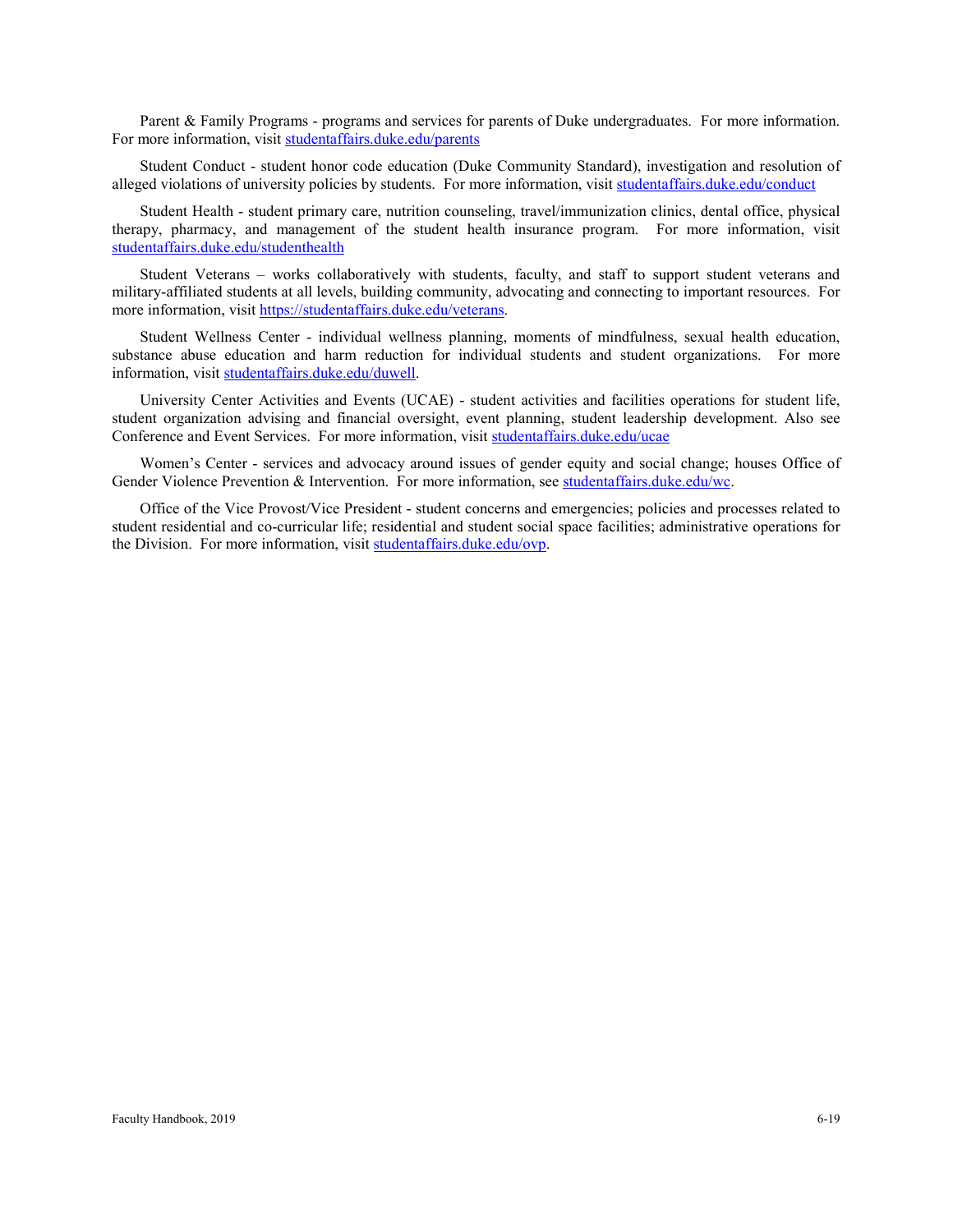Parent & Family Programs - programs and services for parents of Duke undergraduates. For more information. For more information, visit studentaffairs.duke.edu/parents

Student Conduct - student honor code education (Duke Community Standard), investigation and resolution of alleged violations of university policies by students. For more information, visit studentaffairs.duke.edu/conduct

Student Health - student primary care, nutrition counseling, travel/immunization clinics, dental office, physical therapy, pharmacy, and management of the student health insurance program. For more information, visit studentaffairs.duke.edu/studenthealth

Student Veterans – works collaboratively with students, faculty, and staff to support student veterans and military-affiliated students at all levels, building community, advocating and connecting to important resources. For more information, visit https://studentaffairs.duke.edu/veterans.

Student Wellness Center - individual wellness planning, moments of mindfulness, sexual health education, substance abuse education and harm reduction for individual students and student organizations. For more information, visit studentaffairs.duke.edu/duwell.

University Center Activities and Events (UCAE) - student activities and facilities operations for student life, student organization advising and financial oversight, event planning, student leadership development. Also see Conference and Event Services. For more information, visit studentaffairs.duke.edu/ucae

Women's Center - services and advocacy around issues of gender equity and social change; houses Office of Gender Violence Prevention & Intervention. For more information, see studentaffairs.duke.edu/wc.

Office of the Vice Provost/Vice President - student concerns and emergencies; policies and processes related to student residential and co-curricular life; residential and student social space facilities; administrative operations for the Division. For more information, visit studentaffairs.duke.edu/ovp.